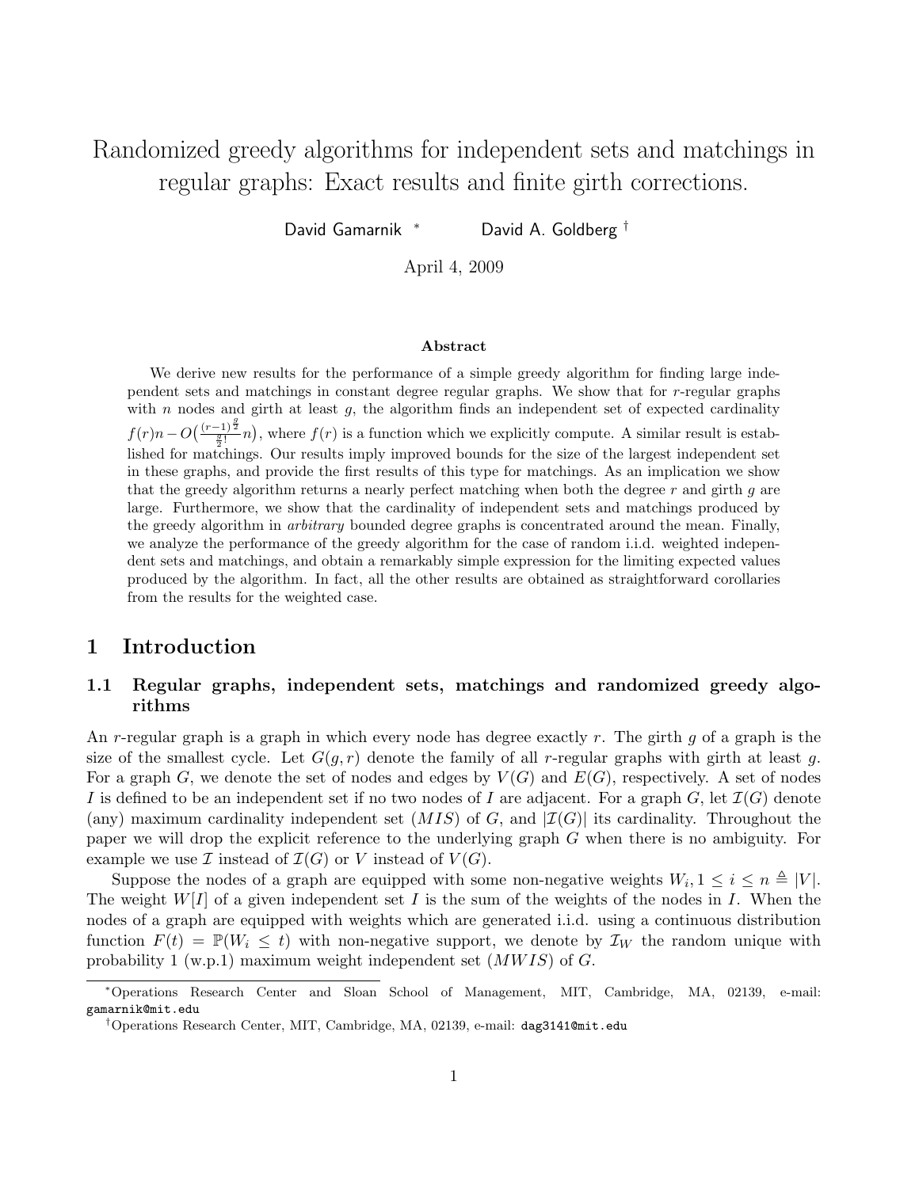# Randomized greedy algorithms for independent sets and matchings in regular graphs: Exact results and finite girth corrections.

David Gamarnik [*] David A. Goldberg [†]

April 4, 2009

### Abstract

We derive new results for the performance of a simple greedy algorithm for finding large independent sets and matchings in constant degree regular graphs. We show that for $r$-regular graphs with $n$ nodes and girth at least $g$, the algorithm finds an independent set of expected cardinality $f(r)n - O\big(\frac{(r-1)^{\frac{g}{2}}}{\frac{g}{2}!}n\big)$, where $f(r)$ is a function which we explicitly compute. A similar result is established for matchings. Our results imply improved bounds for the size of the largest independent set in these graphs, and provide the first results of this type for matchings. As an implication we show that the greedy algorithm returns a nearly perfect matching when both the degree $r$ and girth $g$ are large. Furthermore, we show that the cardinality of independent sets and matchings produced by the greedy algorithm in *arbitrary* bounded degree graphs is concentrated around the mean. Finally, we analyze the performance of the greedy algorithm for the case of random i.i.d. weighted independent sets and matchings, and obtain a remarkably simple expression for the limiting expected values produced by the algorithm. In fact, all the other results are obtained as straightforward corollaries from the results for the weighted case.

## 1 Introduction

### 1.1 Regular graphs, independent sets, matchings and randomized greedy algorithms

An $r$-regular graph is a graph in which every node has degree exactly $r$. The girth $g$ of a graph is the size of the smallest cycle. Let $G(g, r)$ denote the family of all $r$-regular graphs with girth at least $g$. For a graph $G$, we denote the set of nodes and edges by $V(G)$ and $E(G)$, respectively. A set of nodes $I$ is defined to be an independent set if no two nodes of $I$ are adjacent. For a graph $G$, let $\mathcal{I}(G)$ denote (any) maximum cardinality independent set ($MIS$) of $G$, and $|\mathcal{I}(G)|$ its cardinality. Throughout the paper we will drop the explicit reference to the underlying graph $G$ when there is no ambiguity. For example we use $\mathcal{I}$ instead of $\mathcal{I}(G)$ or $V$ instead of $V(G)$.

Suppose the nodes of a graph are equipped with some non-negative weights $W_i, 1 \leq i \leq n \triangleq |V|$. The weight $W[I]$ of a given independent set $I$ is the sum of the weights of the nodes in $I$. When the nodes of a graph are equipped with weights which are generated i.i.d. using a continuous distribution function $F(t) = \mathbb{P}(W_i \leq t)$ with non-negative support, we denote by $\mathcal{I}_W$ the random unique with probability 1 (w.p.1) maximum weight independent set ($MWIS$) of $G$.

[*] Operations Research Center and Sloan School of Management, MIT, Cambridge, MA, 02139, e-mail: gamarnik@mit.edu

[†] Operations Research Center, MIT, Cambridge, MA, 02139, e-mail: dag3141@mit.edu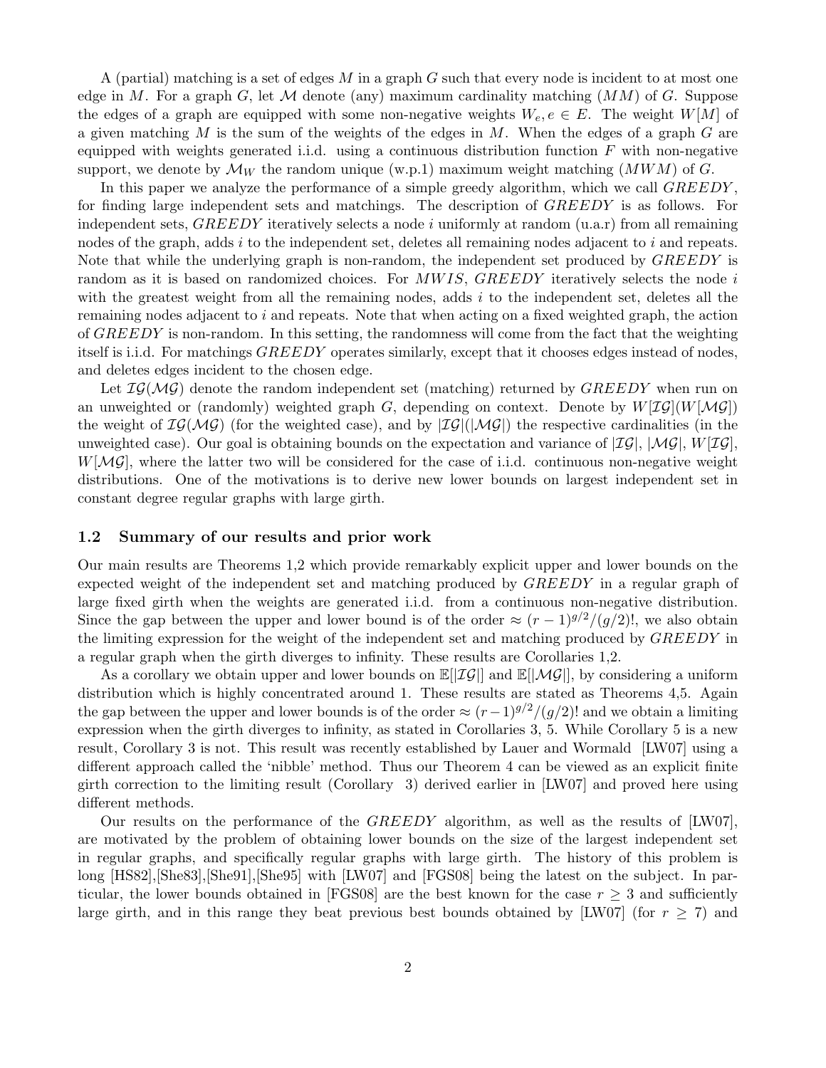A (partial) matching is a set of edges $M$ in a graph $G$ such that every node is incident to at most one edge in $M$. For a graph $G$, let $\mathcal{M}$ denote (any) maximum cardinality matching ($MM$) of $G$. Suppose the edges of a graph are equipped with some non-negative weights $W_e, e \in E$. The weight $W[M]$ of a given matching $M$ is the sum of the weights of the edges in $M$. When the edges of a graph $G$ are equipped with weights generated i.i.d. using a continuous distribution function $F$ with non-negative support, we denote by $\mathcal{M}_W$ the random unique (w.p.1) maximum weight matching ($MWM$) of $G$.

In this paper we analyze the performance of a simple greedy algorithm, which we call $GREEDY$, for finding large independent sets and matchings. The description of $GREEDY$ is as follows. For independent sets, $GREEDY$ iteratively selects a node $i$ uniformly at random (u.a.r) from all remaining nodes of the graph, adds $i$ to the independent set, deletes all remaining nodes adjacent to $i$ and repeats. Note that while the underlying graph is non-random, the independent set produced by $GREEDY$ is random as it is based on randomized choices. For $MWIS$, $GREEDY$ iteratively selects the node $i$ with the greatest weight from all the remaining nodes, adds $i$ to the independent set, deletes all the remaining nodes adjacent to $i$ and repeats. Note that when acting on a fixed weighted graph, the action of $GREEDY$ is non-random. In this setting, the randomness will come from the fact that the weighting itself is i.i.d. For matchings $GREEDY$ operates similarly, except that it chooses edges instead of nodes, and deletes edges incident to the chosen edge.

Let $\mathcal{IG}(\mathcal{MG})$ denote the random independent set (matching) returned by $GREEDY$ when run on an unweighted or (randomly) weighted graph $G$, depending on context. Denote by $W[\mathcal{IG}](W[\mathcal{MG}])$ the weight of $\mathcal{IG}(\mathcal{MG})$ (for the weighted case), and by $|\mathcal{IG}|(|\mathcal{MG}|)$ the respective cardinalities (in the unweighted case). Our goal is obtaining bounds on the expectation and variance of $|\mathcal{IG}|$, $|\mathcal{MG}|$, $W[\mathcal{IG}]$, $W[\mathcal{MG}]$, where the latter two will be considered for the case of i.i.d. continuous non-negative weight distributions. One of the motivations is to derive new lower bounds on largest independent set in constant degree regular graphs with large girth.

### 1.2 Summary of our results and prior work

Our main results are Theorems 1,2 which provide remarkably explicit upper and lower bounds on the expected weight of the independent set and matching produced by $GREEDY$ in a regular graph of large fixed girth when the weights are generated i.i.d. from a continuous non-negative distribution. Since the gap between the upper and lower bound is of the order $\approx (r-1)^{g/2}/(g/2)!$, we also obtain the limiting expression for the weight of the independent set and matching produced by $GREEDY$ in a regular graph when the girth diverges to infinity. These results are Corollaries 1,2.

As a corollary we obtain upper and lower bounds on $\mathbb{E}[|\mathcal{IG}|]$ and $\mathbb{E}[|\mathcal{MG}|]$, by considering a uniform distribution which is highly concentrated around 1. These results are stated as Theorems 4,5. Again the gap between the upper and lower bounds is of the order $\approx (r-1)^{g/2}/(g/2)!$ and we obtain a limiting expression when the girth diverges to infinity, as stated in Corollaries 3, 5. While Corollary 5 is a new result, Corollary 3 is not. This result was recently established by Lauer and Wormald [LW07] using a different approach called the 'nibble' method. Thus our Theorem 4 can be viewed as an explicit finite girth correction to the limiting result (Corollary 3) derived earlier in [LW07] and proved here using different methods.

Our results on the performance of the $GREEDY$ algorithm, as well as the results of [LW07], are motivated by the problem of obtaining lower bounds on the size of the largest independent set in regular graphs, and specifically regular graphs with large girth. The history of this problem is long [HS82],[She83],[She91],[She95] with [LW07] and [FGS08] being the latest on the subject. In particular, the lower bounds obtained in [FGS08] are the best known for the case $r \geq 3$ and sufficiently large girth, and in this range they beat previous best bounds obtained by [LW07] (for $r \geq 7$) and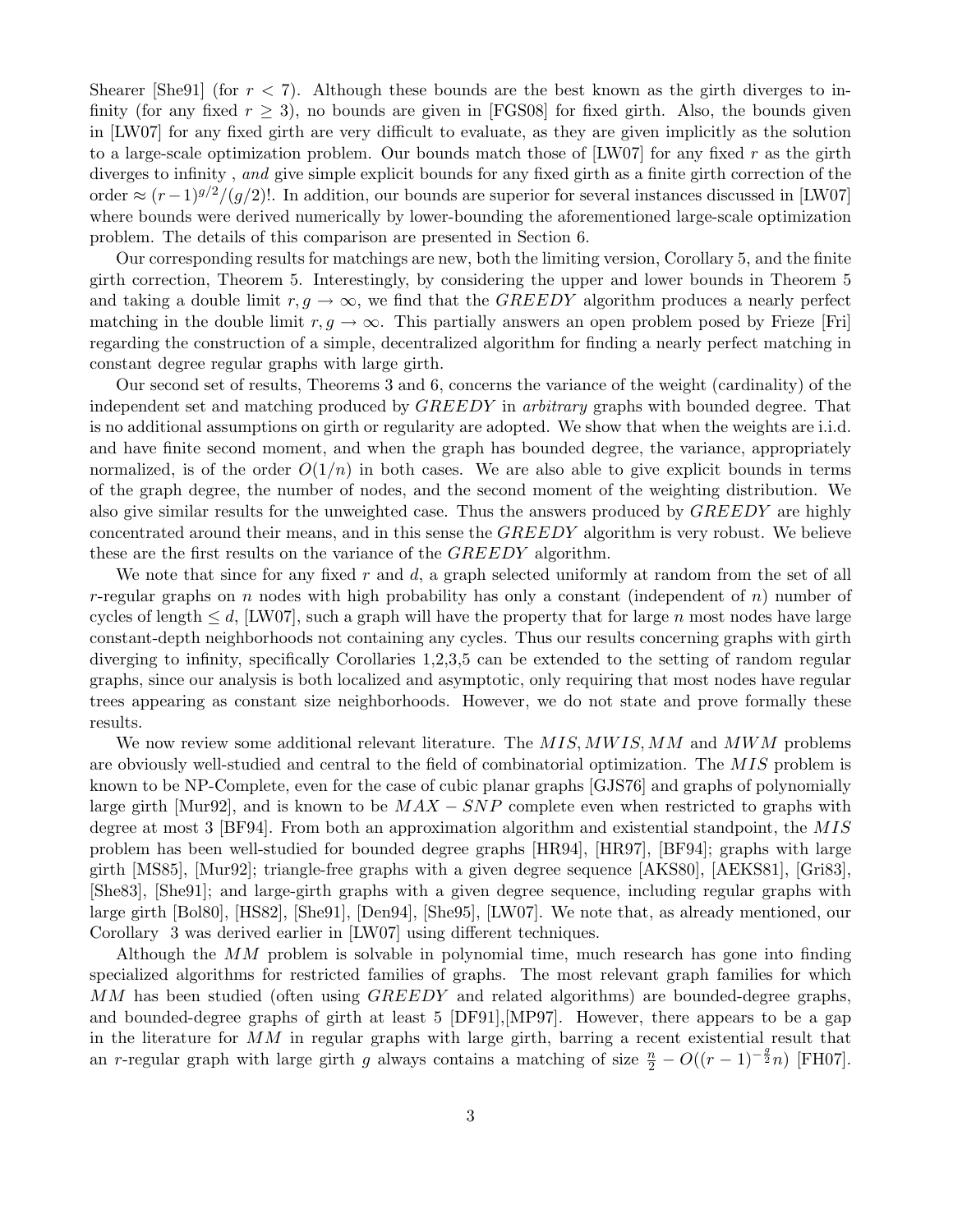Shearer [She91] (for $r < 7$). Although these bounds are the best known as the girth diverges to infinity (for any fixed $r \geq 3$), no bounds are given in [FGS08] for fixed girth. Also, the bounds given in [LW07] for any fixed girth are very difficult to evaluate, as they are given implicitly as the solution to a large-scale optimization problem. Our bounds match those of [LW07] for any fixed $r$ as the girth diverges to infinity , *and* give simple explicit bounds for any fixed girth as a finite girth correction of the order $\approx (r-1)^{g/2}/(g/2)!$. In addition, our bounds are superior for several instances discussed in [LW07] where bounds were derived numerically by lower-bounding the aforementioned large-scale optimization problem. The details of this comparison are presented in Section 6.

Our corresponding results for matchings are new, both the limiting version, Corollary 5, and the finite girth correction, Theorem 5. Interestingly, by considering the upper and lower bounds in Theorem 5 and taking a double limit $r, g \to \infty$, we find that the $GREEDY$ algorithm produces a nearly perfect matching in the double limit $r, g \to \infty$. This partially answers an open problem posed by Frieze [Fri] regarding the construction of a simple, decentralized algorithm for finding a nearly perfect matching in constant degree regular graphs with large girth.

Our second set of results, Theorems 3 and 6, concerns the variance of the weight (cardinality) of the independent set and matching produced by $GREEDY$ in *arbitrary* graphs with bounded degree. That is no additional assumptions on girth or regularity are adopted. We show that when the weights are i.i.d. and have finite second moment, and when the graph has bounded degree, the variance, appropriately normalized, is of the order $O(1/n)$ in both cases. We are also able to give explicit bounds in terms of the graph degree, the number of nodes, and the second moment of the weighting distribution. We also give similar results for the unweighted case. Thus the answers produced by $GREEDY$ are highly concentrated around their means, and in this sense the $GREEDY$ algorithm is very robust. We believe these are the first results on the variance of the $GREEDY$ algorithm.

We note that since for any fixed $r$ and $d$, a graph selected uniformly at random from the set of all $r$-regular graphs on $n$ nodes with high probability has only a constant (independent of $n$) number of cycles of length $\leq d$, [LW07], such a graph will have the property that for large $n$ most nodes have large constant-depth neighborhoods not containing any cycles. Thus our results concerning graphs with girth diverging to infinity, specifically Corollaries 1,2,3,5 can be extended to the setting of random regular graphs, since our analysis is both localized and asymptotic, only requiring that most nodes have regular trees appearing as constant size neighborhoods. However, we do not state and prove formally these results.

We now review some additional relevant literature. The $MIS, MWIS, MM$ and $MWM$ problems are obviously well-studied and central to the field of combinatorial optimization. The $MIS$ problem is known to be NP-Complete, even for the case of cubic planar graphs [GJS76] and graphs of polynomially large girth [Mur92], and is known to be $MAX-SNP$ complete even when restricted to graphs with degree at most 3 [BF94]. From both an approximation algorithm and existential standpoint, the $MIS$ problem has been well-studied for bounded degree graphs [HR94], [HR97], [BF94]; graphs with large girth [MS85], [Mur92]; triangle-free graphs with a given degree sequence [AKS80], [AEKS81], [Gri83], [She83], [She91]; and large-girth graphs with a given degree sequence, including regular graphs with large girth [Bol80], [HS82], [She91], [Den94], [She95], [LW07]. We note that, as already mentioned, our Corollary 3 was derived earlier in [LW07] using different techniques.

Although the $MM$ problem is solvable in polynomial time, much research has gone into finding specialized algorithms for restricted families of graphs. The most relevant graph families for which $MM$ has been studied (often using $GREEDY$ and related algorithms) are bounded-degree graphs, and bounded-degree graphs of girth at least 5 [DF91],[MP97]. However, there appears to be a gap in the literature for $MM$ in regular graphs with large girth, barring a recent existential result that an $r$-regular graph with large girth $g$ always contains a matching of size $\frac{n}{2} - O((r-1)^{-\frac{g}{2}} n)$ [FH07].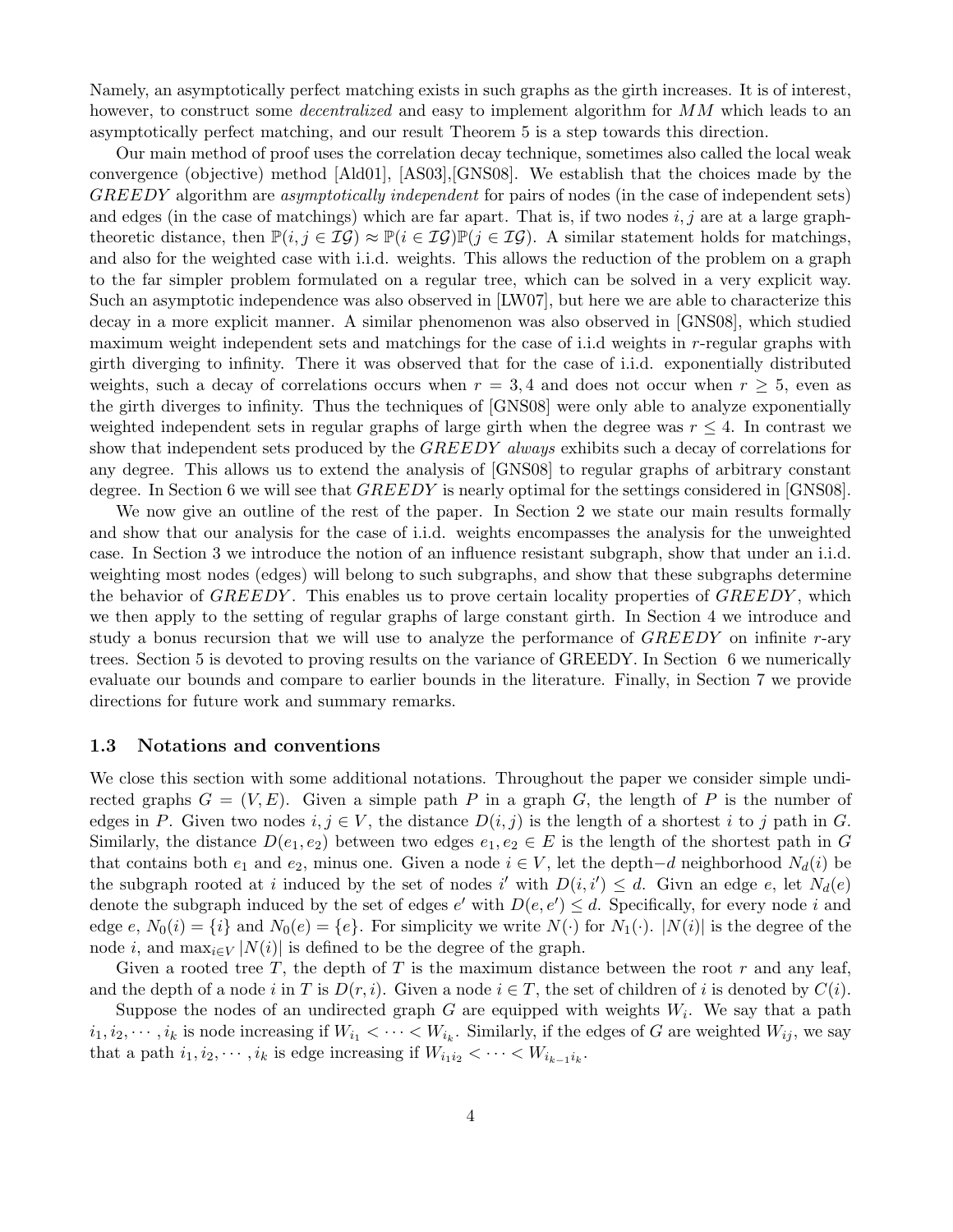Namely, an asymptotically perfect matching exists in such graphs as the girth increases. It is of interest, however, to construct some *decentralized* and easy to implement algorithm for $MM$ which leads to an asymptotically perfect matching, and our result Theorem 5 is a step towards this direction.

Our main method of proof uses the correlation decay technique, sometimes also called the local weak convergence (objective) method [Ald01], [AS03],[GNS08]. We establish that the choices made by the $GREEDY$ algorithm are *asymptotically independent* for pairs of nodes (in the case of independent sets) and edges (in the case of matchings) which are far apart. That is, if two nodes $i, j$ are at a large graph-theoretic distance, then $\mathbb{P}(i, j \in \mathcal{IG}) \approx \mathbb{P}(i \in \mathcal{IG})\mathbb{P}(j \in \mathcal{IG})$. A similar statement holds for matchings, and also for the weighted case with i.i.d. weights. This allows the reduction of the problem on a graph to the far simpler problem formulated on a regular tree, which can be solved in a very explicit way. Such an asymptotic independence was also observed in [LW07], but here we are able to characterize this decay in a more explicit manner. A similar phenomenon was also observed in [GNS08], which studied maximum weight independent sets and matchings for the case of i.i.d weights in $r$-regular graphs with girth diverging to infinity. There it was observed that for the case of i.i.d. exponentially distributed weights, such a decay of correlations occurs when $r = 3, 4$ and does not occur when $r \geq 5$, even as the girth diverges to infinity. Thus the techniques of [GNS08] were only able to analyze exponentially weighted independent sets in regular graphs of large girth when the degree was $r \leq 4$. In contrast we show that independent sets produced by the $GREEDY$ *always* exhibits such a decay of correlations for any degree. This allows us to extend the analysis of [GNS08] to regular graphs of arbitrary constant degree. In Section 6 we will see that $GREEDY$ is nearly optimal for the settings considered in [GNS08].

We now give an outline of the rest of the paper. In Section 2 we state our main results formally and show that our analysis for the case of i.i.d. weights encompasses the analysis for the unweighted case. In Section 3 we introduce the notion of an influence resistant subgraph, show that under an i.i.d. weighting most nodes (edges) will belong to such subgraphs, and show that these subgraphs determine the behavior of $GREEDY$. This enables us to prove certain locality properties of $GREEDY$, which we then apply to the setting of regular graphs of large constant girth. In Section 4 we introduce and study a bonus recursion that we will use to analyze the performance of $GREEDY$ on infinite $r$-ary trees. Section 5 is devoted to proving results on the variance of GREEDY. In Section 6 we numerically evaluate our bounds and compare to earlier bounds in the literature. Finally, in Section 7 we provide directions for future work and summary remarks.

### 1.3 Notations and conventions

We close this section with some additional notations. Throughout the paper we consider simple undirected graphs $G = (V, E)$. Given a simple path $P$ in a graph $G$, the length of $P$ is the number of edges in $P$. Given two nodes $i, j \in V$, the distance $D(i, j)$ is the length of a shortest $i$ to $j$ path in $G$. Similarly, the distance $D(e_1, e_2)$ between two edges $e_1, e_2 \in E$ is the length of the shortest path in $G$ that contains both $e_1$ and $e_2$, minus one. Given a node $i \in V$, let the depth$-d$ neighborhood $N_d(i)$ be the subgraph rooted at $i$ induced by the set of nodes $i'$ with $D(i, i') \leq d$. Givn an edge $e$, let $N_d(e)$ denote the subgraph induced by the set of edges $e'$ with $D(e, e') \leq d$. Specifically, for every node $i$ and edge $e$, $N_0(i) = \{i\}$ and $N_0(e) = \{e\}$. For simplicity we write $N(\cdot)$ for $N_1(\cdot)$. $|N(i)|$ is the degree of the node $i$, and $\max_{i \in V} |N(i)|$ is defined to be the degree of the graph.

Given a rooted tree $T$, the depth of $T$ is the maximum distance between the root $r$ and any leaf, and the depth of a node $i$ in $T$ is $D(r, i)$. Given a node $i \in T$, the set of children of $i$ is denoted by $C(i)$.

Suppose the nodes of an undirected graph $G$ are equipped with weights $W_i$. We say that a path $i_1, i_2, \cdots, i_k$ is node increasing if $W_{i_1} < \cdots < W_{i_k}$. Similarly, if the edges of $G$ are weighted $W_{ij}$, we say that a path $i_1, i_2, \cdots, i_k$ is edge increasing if $W_{i_1 i_2} < \cdots < W_{i_{k-1} i_k}$.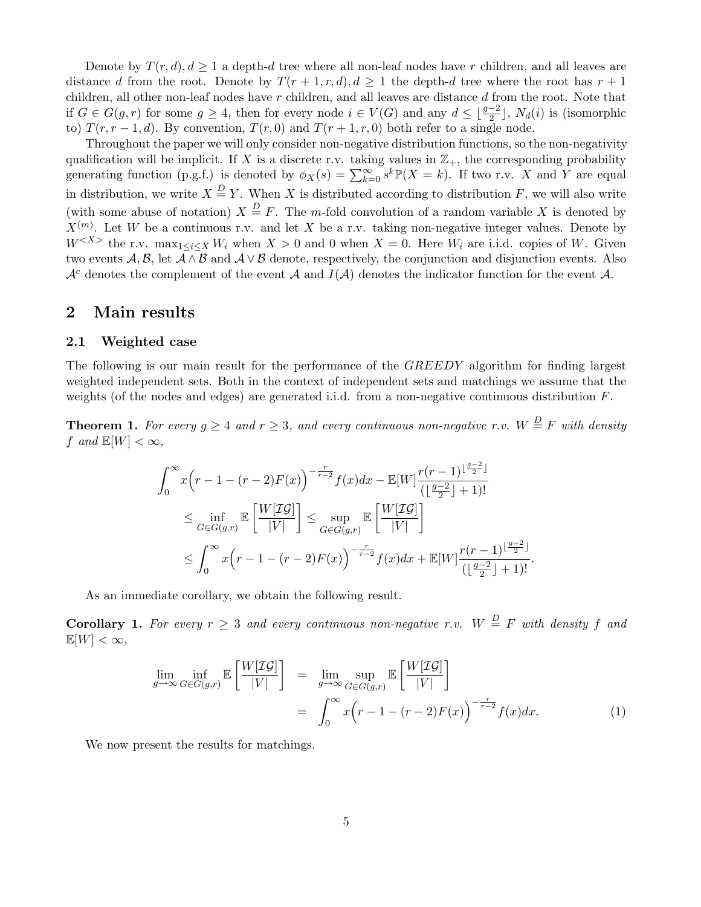Denote by $T(r,d), d \geq 1$ a depth-$d$ tree where all non-leaf nodes have $r$ children, and all leaves are distance $d$ from the root. Denote by $T(r+1,r,d), d \geq 1$ the depth-$d$ tree where the root has $r+1$ children, all other non-leaf nodes have $r$ children, and all leaves are distance $d$ from the root. Note that if $G \in G(g,r)$ for some $g \geq 4$, then for every node $i \in V(G)$ and any $d \leq \lfloor \frac{g-2}{2} \rfloor$, $N_d(i)$ is (isomorphic to) $T(r, r-1, d)$. By convention, $T(r,0)$ and $T(r+1,r,0)$ both refer to a single node.

Throughout the paper we will only consider non-negative distribution functions, so the non-negativity qualification will be implicit. If $X$ is a discrete r.v. taking values in $\mathbb{Z}_+$, the corresponding probability generating function (p.g.f.) is denoted by $\phi_X(s) = \sum_{k=0}^{\infty} s^k \mathbb{P}(X=k)$. If two r.v. $X$ and $Y$ are equal in distribution, we write $X \overset{D}{=} Y$. When $X$ is distributed according to distribution $F$, we will also write (with some abuse of notation) $X \overset{D}{=} F$. The $m$-fold convolution of a random variable $X$ is denoted by $X^{(m)}$. Let $W$ be a continuous r.v. and let $X$ be a r.v. taking non-negative integer values. Denote by $W^{<X>}$ the r.v. $\max_{1 \leq i \leq X} W_i$ when $X > 0$ and $0$ when $X = 0$. Here $W_i$ are i.i.d. copies of $W$. Given two events $\mathcal{A}, \mathcal{B}$, let $\mathcal{A} \wedge \mathcal{B}$ and $\mathcal{A} \vee \mathcal{B}$ denote, respectively, the conjunction and disjunction events. Also $\mathcal{A}^c$ denotes the complement of the event $\mathcal{A}$ and $I(\mathcal{A})$ denotes the indicator function for the event $\mathcal{A}$.

## 2 Main results

### 2.1 Weighted case

The following is our main result for the performance of the *GREEDY* algorithm for finding largest weighted independent sets. Both in the context of independent sets and matchings we assume that the weights (of the nodes and edges) are generated i.i.d. from a non-negative continuous distribution $F$.

**Theorem 1.** *For every $g \geq 4$ and $r \geq 3$, and every continuous non-negative r.v. $W \overset{D}{=} F$ with density $f$ and $\mathbb{E}[W] < \infty$,*

$$
\begin{aligned}
&\int_0^\infty x\Big(r-1-(r-2)F(x)\Big)^{-\frac{r}{r-2}} f(x)dx - \mathbb{E}[W]\frac{r(r-1)^{\lfloor \frac{g-2}{2} \rfloor}}{(\lfloor \frac{g-2}{2} \rfloor + 1)!} \\
&\quad \leq \inf_{G \in G(g,r)} \mathbb{E}\left[\frac{W[\mathcal{IG}]}{|V|}\right] \leq \sup_{G \in G(g,r)} \mathbb{E}\left[\frac{W[\mathcal{IG}]}{|V|}\right] \\
&\quad \leq \int_0^\infty x\Big(r-1-(r-2)F(x)\Big)^{-\frac{r}{r-2}} f(x)dx + \mathbb{E}[W]\frac{r(r-1)^{\lfloor \frac{g-2}{2} \rfloor}}{(\lfloor \frac{g-2}{2} \rfloor + 1)!}.
\end{aligned}
$$

As an immediate corollary, we obtain the following result.

**Corollary 1.** *For every $r \geq 3$ and every continuous non-negative r.v. $W \overset{D}{=} F$ with density $f$ and $\mathbb{E}[W] < \infty$,*

$$
\begin{aligned}
\lim_{g \to \infty} \inf_{G \in G(g,r)} \mathbb{E}\left[\frac{W[\mathcal{IG}]}{|V|}\right] &= \lim_{g \to \infty} \sup_{G \in G(g,r)} \mathbb{E}\left[\frac{W[\mathcal{IG}]}{|V|}\right] \\
&= \int_0^\infty x\Big(r-1-(r-2)F(x)\Big)^{-\frac{r}{r-2}} f(x)dx. \qquad (1)
\end{aligned}
$$

We now present the results for matchings.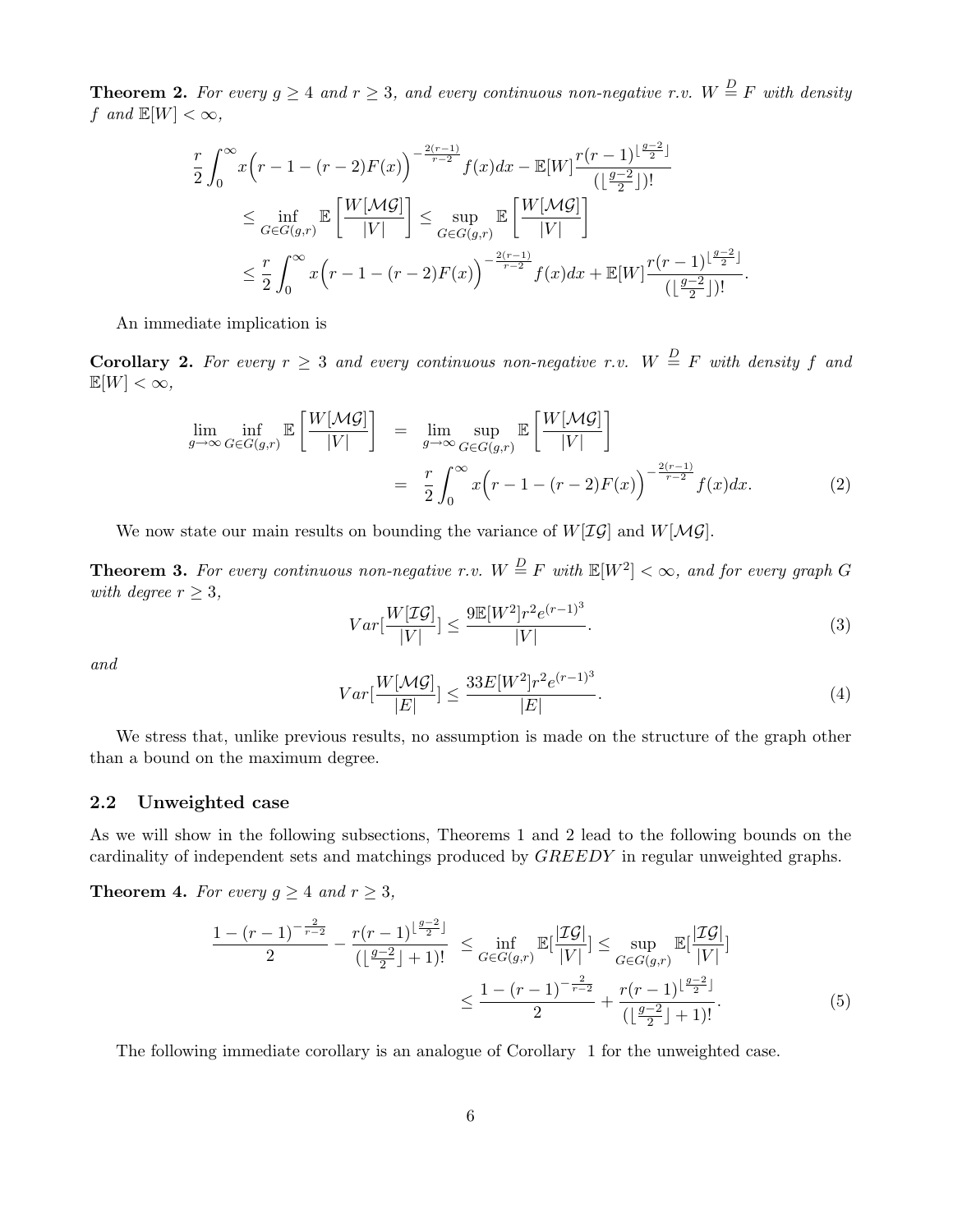**Theorem 2.** *For every $g \geq 4$ and $r \geq 3$, and every continuous non-negative r.v. $W \overset{D}{=} F$ with density $f$ and $\mathbb{E}[W] < \infty$,*

$$
\begin{aligned}
&\frac{r}{2}\int_0^\infty x\Big(r-1-(r-2)F(x)\Big)^{-\frac{2(r-1)}{r-2}} f(x)dx - \mathbb{E}[W]\frac{r(r-1)^{\lfloor \frac{g-2}{2}\rfloor}}{(\lfloor \frac{g-2}{2}\rfloor)!} \\
&\quad \leq \inf_{G\in G(g,r)} \mathbb{E}\left[\frac{W[\mathcal{MG}]}{|V|}\right] \leq \sup_{G\in G(g,r)} \mathbb{E}\left[\frac{W[\mathcal{MG}]}{|V|}\right] \\
&\quad \leq \frac{r}{2}\int_0^\infty x\Big(r-1-(r-2)F(x)\Big)^{-\frac{2(r-1)}{r-2}} f(x)dx + \mathbb{E}[W]\frac{r(r-1)^{\lfloor \frac{g-2}{2}\rfloor}}{(\lfloor \frac{g-2}{2}\rfloor)!}.
\end{aligned}
$$

An immediate implication is

**Corollary 2.** *For every $r \geq 3$ and every continuous non-negative r.v. $W \overset{D}{=} F$ with density $f$ and $\mathbb{E}[W] < \infty$,*

$$
\begin{aligned}
\lim_{g\to\infty} \inf_{G\in G(g,r)} \mathbb{E}\left[\frac{W[\mathcal{MG}]}{|V|}\right] &= \lim_{g\to\infty} \sup_{G\in G(g,r)} \mathbb{E}\left[\frac{W[\mathcal{MG}]}{|V|}\right] \\
&= \frac{r}{2}\int_0^\infty x\Big(r-1-(r-2)F(x)\Big)^{-\frac{2(r-1)}{r-2}} f(x)dx. \qquad (2)
\end{aligned}
$$

We now state our main results on bounding the variance of $W[\mathcal{IG}]$ and $W[\mathcal{MG}]$.

**Theorem 3.** *For every continuous non-negative r.v. $W \overset{D}{=} F$ with $\mathbb{E}[W^2] < \infty$, and for every graph $G$ with degree $r \geq 3$,*

$$
Var[\frac{W[\mathcal{IG}]}{|V|}] \leq \frac{9\mathbb{E}[W^2]r^2 e^{(r-1)^3}}{|V|}. \qquad (3)
$$

*and*

$$
Var[\frac{W[\mathcal{MG}]}{|E|}] \leq \frac{33E[W^2]r^2 e^{(r-1)^3}}{|E|}. \qquad (4)
$$

We stress that, unlike previous results, no assumption is made on the structure of the graph other than a bound on the maximum degree.

### 2.2 Unweighted case

As we will show in the following subsections, Theorems 1 and 2 lead to the following bounds on the cardinality of independent sets and matchings produced by $GREEDY$ in regular unweighted graphs.

**Theorem 4.** *For every $g \geq 4$ and $r \geq 3$,*

$$
\begin{aligned}
\frac{1-(r-1)^{-\frac{2}{r-2}}}{2} - \frac{r(r-1)^{\lfloor \frac{g-2}{2}\rfloor}}{(\lfloor \frac{g-2}{2}\rfloor+1)!} &\leq \inf_{G\in G(g,r)} \mathbb{E}[\frac{|\mathcal{IG}|}{|V|}] \leq \sup_{G\in G(g,r)} \mathbb{E}[\frac{|\mathcal{IG}|}{|V|}] \\
&\leq \frac{1-(r-1)^{-\frac{2}{r-2}}}{2} + \frac{r(r-1)^{\lfloor \frac{g-2}{2}\rfloor}}{(\lfloor \frac{g-2}{2}\rfloor+1)!}. \qquad (5)
\end{aligned}
$$

The following immediate corollary is an analogue of Corollary 1 for the unweighted case.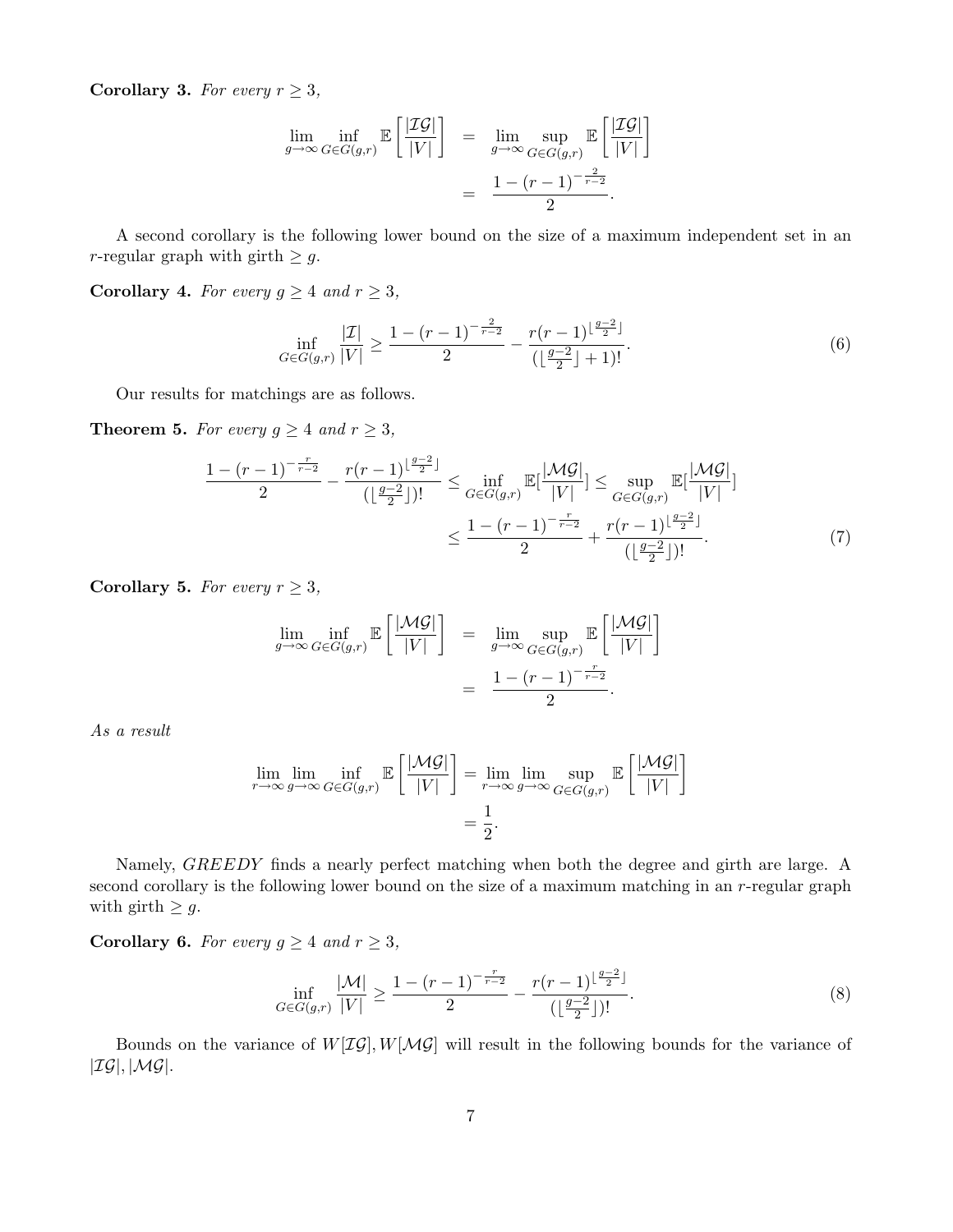**Corollary 3.** *For every $r \geq 3$,*

$$
\begin{aligned}
\lim_{g\to\infty} \inf_{G\in G(g,r)} \mathbb{E}\left[\frac{|\mathcal{IG}|}{|V|}\right] &= \lim_{g\to\infty} \sup_{G\in G(g,r)} \mathbb{E}\left[\frac{|\mathcal{IG}|}{|V|}\right] \\
&= \frac{1-(r-1)^{-\frac{2}{r-2}}}{2}.
\end{aligned}
$$

A second corollary is the following lower bound on the size of a maximum independent set in an $r$-regular graph with girth $\geq g$.

**Corollary 4.** *For every $g \geq 4$ and $r \geq 3$,*

$$
\inf_{G\in G(g,r)} \frac{|\mathcal{I}|}{|V|} \geq \frac{1-(r-1)^{-\frac{2}{r-2}}}{2} - \frac{r(r-1)^{\lfloor\frac{g-2}{2}\rfloor}}{(\lfloor\frac{g-2}{2}\rfloor+1)!}. \tag{6}
$$

Our results for matchings are as follows.

**Theorem 5.** *For every $g \geq 4$ and $r \geq 3$,*

$$
\begin{aligned}
\frac{1-(r-1)^{-\frac{r}{r-2}}}{2} - \frac{r(r-1)^{\lfloor\frac{g-2}{2}\rfloor}}{(\lfloor\frac{g-2}{2}\rfloor)!} &\leq \inf_{G\in G(g,r)} \mathbb{E}[\frac{|\mathcal{MG}|}{|V|}] \leq \sup_{G\in G(g,r)} \mathbb{E}[\frac{|\mathcal{MG}|}{|V|}] \\
&\leq \frac{1-(r-1)^{-\frac{r}{r-2}}}{2} + \frac{r(r-1)^{\lfloor\frac{g-2}{2}\rfloor}}{(\lfloor\frac{g-2}{2}\rfloor)!}.
\end{aligned} \tag{7}
$$

**Corollary 5.** *For every $r \geq 3$,*

$$
\begin{aligned}
\lim_{g\to\infty} \inf_{G\in G(g,r)} \mathbb{E}\left[\frac{|\mathcal{MG}|}{|V|}\right] &= \lim_{g\to\infty} \sup_{G\in G(g,r)} \mathbb{E}\left[\frac{|\mathcal{MG}|}{|V|}\right] \\
&= \frac{1-(r-1)^{-\frac{r}{r-2}}}{2}.
\end{aligned}
$$

*As a result*

$$
\begin{aligned}
\lim_{r\to\infty}\lim_{g\to\infty} \inf_{G\in G(g,r)} \mathbb{E}\left[\frac{|\mathcal{MG}|}{|V|}\right] &= \lim_{r\to\infty}\lim_{g\to\infty} \sup_{G\in G(g,r)} \mathbb{E}\left[\frac{|\mathcal{MG}|}{|V|}\right] \\
&= \frac{1}{2}.
\end{aligned}
$$

Namely, *GREEDY* finds a nearly perfect matching when both the degree and girth are large. A second corollary is the following lower bound on the size of a maximum matching in an $r$-regular graph with girth $\geq g$.

**Corollary 6.** *For every $g \geq 4$ and $r \geq 3$,*

$$
\inf_{G\in G(g,r)} \frac{|\mathcal{M}|}{|V|} \geq \frac{1-(r-1)^{-\frac{r}{r-2}}}{2} - \frac{r(r-1)^{\lfloor\frac{g-2}{2}\rfloor}}{(\lfloor\frac{g-2}{2}\rfloor)!}. \tag{8}
$$

Bounds on the variance of $W[\mathcal{IG}], W[\mathcal{MG}]$ will result in the following bounds for the variance of $|\mathcal{IG}|, |\mathcal{MG}|$.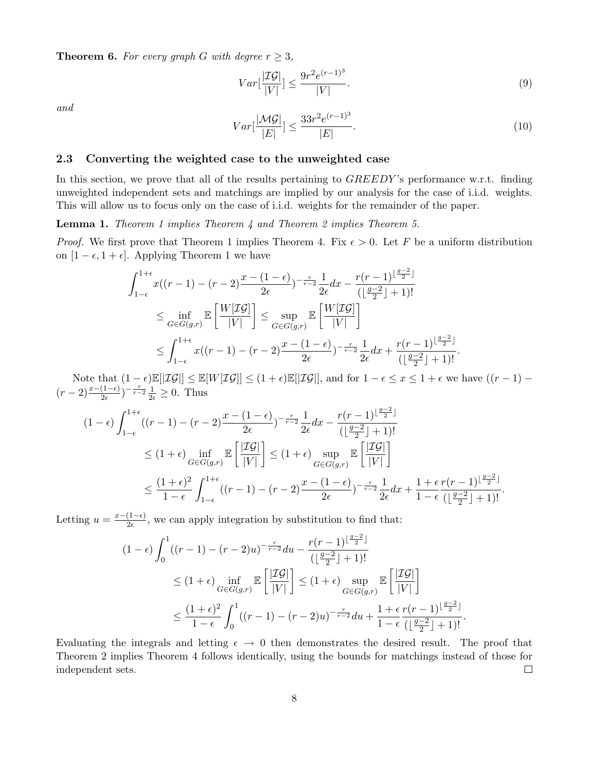**Theorem 6.** *For every graph $G$ with degree $r \geq 3$,*

$$Var[\frac{|\mathcal{IG}|}{|V|}] \leq \frac{9r^2 e^{(r-1)^3}}{|V|}. \tag{9}$$

*and*

$$Var[\frac{|\mathcal{MG}|}{|E|}] \leq \frac{33r^2 e^{(r-1)^3}}{|E|}. \tag{10}$$

## 2.3 Converting the weighted case to the unweighted case

In this section, we prove that all of the results pertaining to *GREEDY*'s performance w.r.t. finding unweighted independent sets and matchings are implied by our analysis for the case of i.i.d. weights. This will allow us to focus only on the case of i.i.d. weights for the remainder of the paper.

**Lemma 1.** *Theorem 1 implies Theorem 4 and Theorem 2 implies Theorem 5.*

*Proof.* We first prove that Theorem 1 implies Theorem 4. Fix $\epsilon > 0$. Let $F$ be a uniform distribution on $[1-\epsilon, 1+\epsilon]$. Applying Theorem 1 we have

$$\begin{aligned}
&\int_{1-\epsilon}^{1+\epsilon} x((r-1)-(r-2)\frac{x-(1-\epsilon)}{2\epsilon})^{-\frac{r}{r-2}}\frac{1}{2\epsilon}dx - \frac{r(r-1)^{\lfloor \frac{g-2}{2} \rfloor}}{(\lfloor \frac{g-2}{2} \rfloor + 1)!} \\
&\leq \inf_{G \in G(g,r)} \mathbb{E}\left[\frac{W[\mathcal{IG}]}{|V|}\right] \leq \sup_{G \in G(g,r)} \mathbb{E}\left[\frac{W[\mathcal{IG}]}{|V|}\right] \\
&\leq \int_{1-\epsilon}^{1+\epsilon} x((r-1)-(r-2)\frac{x-(1-\epsilon)}{2\epsilon})^{-\frac{r}{r-2}}\frac{1}{2\epsilon}dx + \frac{r(r-1)^{\lfloor \frac{g-2}{2} \rfloor}}{(\lfloor \frac{g-2}{2} \rfloor + 1)!}.
\end{aligned}$$

Note that $(1-\epsilon)\mathbb{E}[|\mathcal{IG}|] \leq \mathbb{E}[W[\mathcal{IG}]] \leq (1+\epsilon)\mathbb{E}[|\mathcal{IG}|]$, and for $1-\epsilon \leq x \leq 1+\epsilon$ we have $((r-1)-(r-2)\frac{x-(1-\epsilon)}{2\epsilon})^{-\frac{r}{r-2}}\frac{1}{2\epsilon} \geq 0$. Thus

$$\begin{aligned}
&(1-\epsilon)\int_{1-\epsilon}^{1+\epsilon} ((r-1)-(r-2)\frac{x-(1-\epsilon)}{2\epsilon})^{-\frac{r}{r-2}}\frac{1}{2\epsilon}dx - \frac{r(r-1)^{\lfloor \frac{g-2}{2} \rfloor}}{(\lfloor \frac{g-2}{2} \rfloor + 1)!} \\
&\leq (1+\epsilon) \inf_{G \in G(g,r)} \mathbb{E}\left[\frac{|\mathcal{IG}|}{|V|}\right] \leq (1+\epsilon) \sup_{G \in G(g,r)} \mathbb{E}\left[\frac{|\mathcal{IG}|}{|V|}\right] \\
&\leq \frac{(1+\epsilon)^2}{1-\epsilon}\int_{1-\epsilon}^{1+\epsilon} ((r-1)-(r-2)\frac{x-(1-\epsilon)}{2\epsilon})^{-\frac{r}{r-2}}\frac{1}{2\epsilon}dx + \frac{1+\epsilon}{1-\epsilon}\frac{r(r-1)^{\lfloor \frac{g-2}{2} \rfloor}}{(\lfloor \frac{g-2}{2} \rfloor + 1)!}.
\end{aligned}$$

Letting $u = \frac{x-(1-\epsilon)}{2\epsilon}$, we can apply integration by substitution to find that:

$$\begin{aligned}
&(1-\epsilon)\int_0^1 ((r-1)-(r-2)u)^{-\frac{r}{r-2}}du - \frac{r(r-1)^{\lfloor \frac{g-2}{2} \rfloor}}{(\lfloor \frac{g-2}{2} \rfloor + 1)!} \\
&\leq (1+\epsilon) \inf_{G \in G(g,r)} \mathbb{E}\left[\frac{|\mathcal{IG}|}{|V|}\right] \leq (1+\epsilon) \sup_{G \in G(g,r)} \mathbb{E}\left[\frac{|\mathcal{IG}|}{|V|}\right] \\
&\leq \frac{(1+\epsilon)^2}{1-\epsilon}\int_0^1 ((r-1)-(r-2)u)^{-\frac{r}{r-2}}du + \frac{1+\epsilon}{1-\epsilon}\frac{r(r-1)^{\lfloor \frac{g-2}{2} \rfloor}}{(\lfloor \frac{g-2}{2} \rfloor + 1)!}.
\end{aligned}$$

Evaluating the integrals and letting $\epsilon \to 0$ then demonstrates the desired result. The proof that Theorem 2 implies Theorem 4 follows identically, using the bounds for matchings instead of those for independent sets. ☐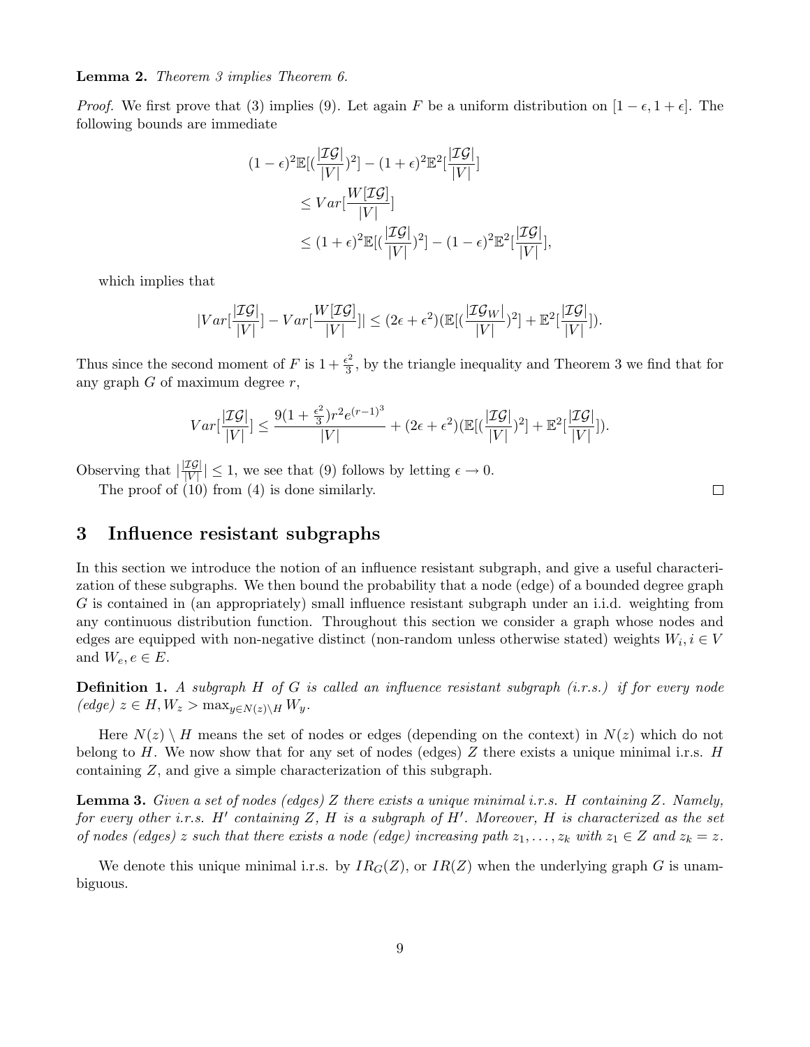**Lemma 2.** *Theorem 3 implies Theorem 6.*

*Proof.* We first prove that (3) implies (9). Let again $F$ be a uniform distribution on $[1-\epsilon, 1+\epsilon]$. The following bounds are immediate

$$
\begin{aligned}
(1-\epsilon)^2 \mathbb{E}[(\frac{|\mathcal{IG}|}{|V|})^2] - (1+\epsilon)^2 \mathbb{E}^2[\frac{|\mathcal{IG}|}{|V|}] \\
\leq Var[\frac{W[\mathcal{IG}]}{|V|}] \\
\leq (1+\epsilon)^2 \mathbb{E}[(\frac{|\mathcal{IG}|}{|V|})^2] - (1-\epsilon)^2 \mathbb{E}^2[\frac{|\mathcal{IG}|}{|V|}],
\end{aligned}
$$

which implies that

$$
|Var[\frac{|\mathcal{IG}|}{|V|}] - Var[\frac{W[\mathcal{IG}]}{|V|}]| \leq (2\epsilon + \epsilon^2)(\mathbb{E}[(\frac{|\mathcal{IG}_W|}{|V|})^2] + \mathbb{E}^2[\frac{|\mathcal{IG}|}{|V|}]).
$$

Thus since the second moment of $F$ is $1 + \frac{\epsilon^2}{3}$, by the triangle inequality and Theorem 3 we find that for any graph $G$ of maximum degree $r$,

$$
Var[\frac{|\mathcal{IG}|}{|V|}] \leq \frac{9(1+\frac{\epsilon^2}{3}) r^2 e^{(r-1)^3}}{|V|} + (2\epsilon + \epsilon^2)(\mathbb{E}[(\frac{|\mathcal{IG}|}{|V|})^2] + \mathbb{E}^2[\frac{|\mathcal{IG}|}{|V|}]).
$$

Observing that $|\frac{|\mathcal{IG}|}{|V|}| \leq 1$, we see that (9) follows by letting $\epsilon \to 0$.

The proof of (10) from (4) is done similarly. □

## 3 Influence resistant subgraphs

In this section we introduce the notion of an influence resistant subgraph, and give a useful characterization of these subgraphs. We then bound the probability that a node (edge) of a bounded degree graph $G$ is contained in (an appropriately) small influence resistant subgraph under an i.i.d. weighting from any continuous distribution function. Throughout this section we consider a graph whose nodes and edges are equipped with non-negative distinct (non-random unless otherwise stated) weights $W_i, i \in V$ and $W_e, e \in E$.

**Definition 1.** *A subgraph $H$ of $G$ is called an influence resistant subgraph (i.r.s.) if for every node (edge) $z \in H, W_z > \max_{y \in N(z) \setminus H} W_y$.*

Here $N(z) \setminus H$ means the set of nodes or edges (depending on the context) in $N(z)$ which do not belong to $H$. We now show that for any set of nodes (edges) $Z$ there exists a unique minimal i.r.s. $H$ containing $Z$, and give a simple characterization of this subgraph.

**Lemma 3.** *Given a set of nodes (edges) $Z$ there exists a unique minimal i.r.s. $H$ containing $Z$. Namely, for every other i.r.s. $H'$ containing $Z$, $H$ is a subgraph of $H'$. Moreover, $H$ is characterized as the set of nodes (edges) $z$ such that there exists a node (edge) increasing path $z_1, \ldots, z_k$ with $z_1 \in Z$ and $z_k = z$.*

We denote this unique minimal i.r.s. by $IR_G(Z)$, or $IR(Z)$ when the underlying graph $G$ is unambiguous.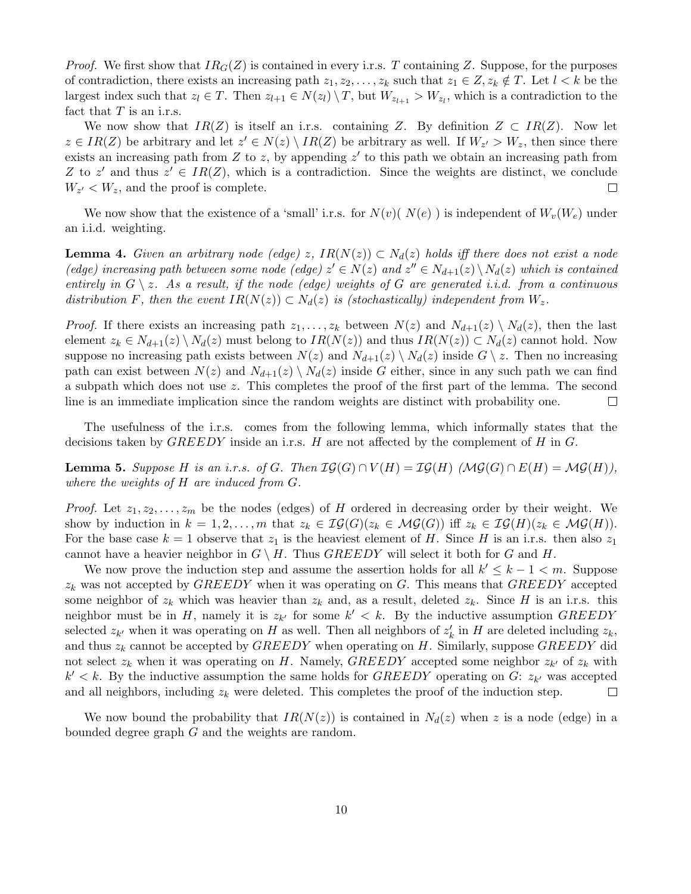*Proof.* We first show that $IR_G(Z)$ is contained in every i.r.s. $T$ containing $Z$. Suppose, for the purposes of contradiction, there exists an increasing path $z_1, z_2, \ldots, z_k$ such that $z_1 \in Z, z_k \notin T$. Let $l < k$ be the largest index such that $z_l \in T$. Then $z_{l+1} \in N(z_l) \setminus T$, but $W_{z_{l+1}} > W_{z_l}$, which is a contradiction to the fact that $T$ is an i.r.s.

We now show that $IR(Z)$ is itself an i.r.s. containing $Z$. By definition $Z \subset IR(Z)$. Now let $z \in IR(Z)$ be arbitrary and let $z' \in N(z) \setminus IR(Z)$ be arbitrary as well. If $W_{z'} > W_z$, then since there exists an increasing path from $Z$ to $z$, by appending $z'$ to this path we obtain an increasing path from $Z$ to $z'$ and thus $z' \in IR(Z)$, which is a contradiction. Since the weights are distinct, we conclude $W_{z'} < W_z$, and the proof is complete. □

We now show that the existence of a 'small' i.r.s. for $N(v)$( $N(e)$ ) is independent of $W_v(W_e)$ under an i.i.d. weighting.

**Lemma 4.** *Given an arbitrary node (edge) $z$, $IR(N(z)) \subset N_d(z)$ holds iff there does not exist a node (edge) increasing path between some node (edge) $z' \in N(z)$ and $z'' \in N_{d+1}(z) \setminus N_d(z)$ which is contained entirely in $G \setminus z$. As a result, if the node (edge) weights of $G$ are generated i.i.d. from a continuous distribution $F$, then the event $IR(N(z)) \subset N_d(z)$ is (stochastically) independent from $W_z$.*

*Proof.* If there exists an increasing path $z_1, \ldots, z_k$ between $N(z)$ and $N_{d+1}(z) \setminus N_d(z)$, then the last element $z_k \in N_{d+1}(z) \setminus N_d(z)$ must belong to $IR(N(z))$ and thus $IR(N(z)) \subset N_d(z)$ cannot hold. Now suppose no increasing path exists between $N(z)$ and $N_{d+1}(z) \setminus N_d(z)$ inside $G \setminus z$. Then no increasing path can exist between $N(z)$ and $N_{d+1}(z) \setminus N_d(z)$ inside $G$ either, since in any such path we can find a subpath which does not use $z$. This completes the proof of the first part of the lemma. The second line is an immediate implication since the random weights are distinct with probability one. □

The usefulness of the i.r.s. comes from the following lemma, which informally states that the decisions taken by *GREEDY* inside an i.r.s. $H$ are not affected by the complement of $H$ in $G$.

**Lemma 5.** *Suppose $H$ is an i.r.s. of $G$. Then $\mathcal{IG}(G) \cap V(H) = \mathcal{IG}(H)$ ($\mathcal{MG}(G) \cap E(H) = \mathcal{MG}(H)$), where the weights of $H$ are induced from $G$.*

*Proof.* Let $z_1, z_2, \ldots, z_m$ be the nodes (edges) of $H$ ordered in decreasing order by their weight. We show by induction in $k = 1, 2, \ldots, m$ that $z_k \in \mathcal{IG}(G)(z_k \in \mathcal{MG}(G))$ iff $z_k \in \mathcal{IG}(H)(z_k \in \mathcal{MG}(H))$. For the base case $k = 1$ observe that $z_1$ is the heaviest element of $H$. Since $H$ is an i.r.s. then also $z_1$ cannot have a heavier neighbor in $G \setminus H$. Thus *GREEDY* will select it both for $G$ and $H$.

We now prove the induction step and assume the assertion holds for all $k' \leq k - 1 < m$. Suppose $z_k$ was not accepted by *GREEDY* when it was operating on $G$. This means that *GREEDY* accepted some neighbor of $z_k$ which was heavier than $z_k$ and, as a result, deleted $z_k$. Since $H$ is an i.r.s. this neighbor must be in $H$, namely it is $z_{k'}$ for some $k' < k$. By the inductive assumption *GREEDY* selected $z_{k'}$ when it was operating on $H$ as well. Then all neighbors of $z'_k$ in $H$ are deleted including $z_k$, and thus $z_k$ cannot be accepted by *GREEDY* when operating on $H$. Similarly, suppose *GREEDY* did not select $z_k$ when it was operating on $H$. Namely, *GREEDY* accepted some neighbor $z_{k'}$ of $z_k$ with $k' < k$. By the inductive assumption the same holds for *GREEDY* operating on $G$: $z_{k'}$ was accepted and all neighbors, including $z_k$ were deleted. This completes the proof of the induction step. □

We now bound the probability that $IR(N(z))$ is contained in $N_d(z)$ when $z$ is a node (edge) in a bounded degree graph $G$ and the weights are random.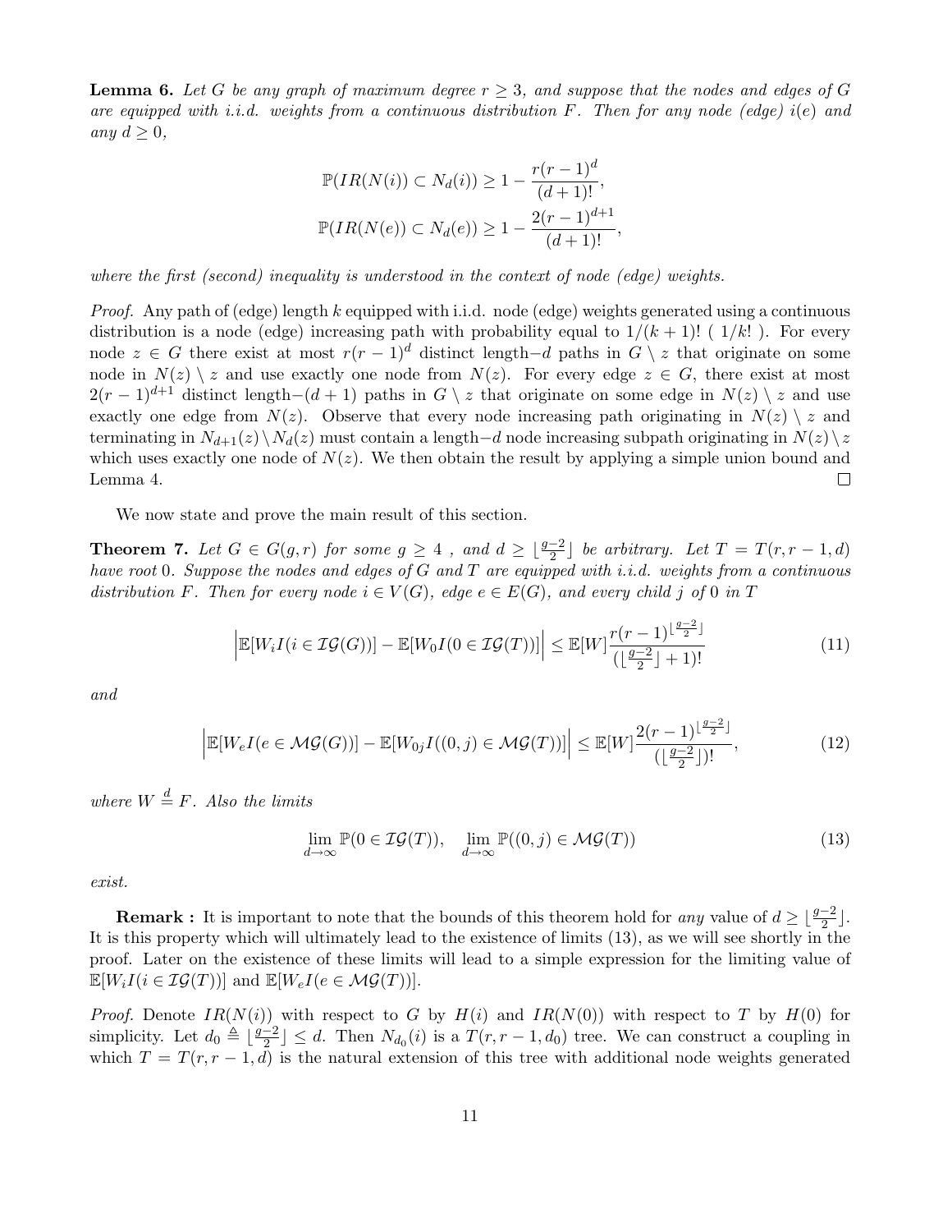**Lemma 6.** *Let $G$ be any graph of maximum degree $r \geq 3$, and suppose that the nodes and edges of $G$ are equipped with i.i.d. weights from a continuous distribution $F$. Then for any node (edge) $i(e)$ and any $d \geq 0$,*

$$\mathbb{P}(IR(N(i)) \subset N_d(i)) \geq 1 - \frac{r(r-1)^d}{(d+1)!},$$

$$\mathbb{P}(IR(N(e)) \subset N_d(e)) \geq 1 - \frac{2(r-1)^{d+1}}{(d+1)!},$$

*where the first (second) inequality is understood in the context of node (edge) weights.*

*Proof.* Any path of (edge) length $k$ equipped with i.i.d. node (edge) weights generated using a continuous distribution is a node (edge) increasing path with probability equal to $1/(k+1)!$ ( $1/k!$ ). For every node $z \in G$ there exist at most $r(r-1)^d$ distinct length$-d$ paths in $G \setminus z$ that originate on some node in $N(z) \setminus z$ and use exactly one node from $N(z)$. For every edge $z \in G$, there exist at most $2(r-1)^{d+1}$ distinct length$-(d+1)$ paths in $G \setminus z$ that originate on some edge in $N(z) \setminus z$ and use exactly one edge from $N(z)$. Observe that every node increasing path originating in $N(z) \setminus z$ and terminating in $N_{d+1}(z) \setminus N_d(z)$ must contain a length$-d$ node increasing subpath originating in $N(z) \setminus z$ which uses exactly one node of $N(z)$. We then obtain the result by applying a simple union bound and Lemma 4. $\square$

We now state and prove the main result of this section.

**Theorem 7.** *Let $G \in G(g,r)$ for some $g \geq 4$ , and $d \geq \lfloor \frac{g-2}{2} \rfloor$ be arbitrary. Let $T = T(r, r-1, d)$ have root 0. Suppose the nodes and edges of $G$ and $T$ are equipped with i.i.d. weights from a continuous distribution $F$. Then for every node $i \in V(G)$, edge $e \in E(G)$, and every child $j$ of 0 in $T$*

$$\left|\mathbb{E}[W_i I(i \in \mathcal{IG}(G))] - \mathbb{E}[W_0 I(0 \in \mathcal{IG}(T))]\right| \leq \mathbb{E}[W] \frac{r(r-1)^{\lfloor \frac{g-2}{2} \rfloor}}{(\lfloor \frac{g-2}{2} \rfloor + 1)!} \tag{11}$$

*and*

$$\left|\mathbb{E}[W_e I(e \in \mathcal{MG}(G))] - \mathbb{E}[W_{0j} I((0,j) \in \mathcal{MG}(T))]\right| \leq \mathbb{E}[W] \frac{2(r-1)^{\lfloor \frac{g-2}{2} \rfloor}}{(\lfloor \frac{g-2}{2} \rfloor)!}, \tag{12}$$

*where $W \overset{d}{=} F$. Also the limits*

$$\lim_{d \to \infty} \mathbb{P}(0 \in \mathcal{IG}(T)), \quad \lim_{d \to \infty} \mathbb{P}((0,j) \in \mathcal{MG}(T)) \tag{13}$$

*exist.*

**Remark :** It is important to note that the bounds of this theorem hold for *any* value of $d \geq \lfloor \frac{g-2}{2} \rfloor$. It is this property which will ultimately lead to the existence of limits (13), as we will see shortly in the proof. Later on the existence of these limits will lead to a simple expression for the limiting value of $\mathbb{E}[W_i I(i \in \mathcal{IG}(T))]$ and $\mathbb{E}[W_e I(e \in \mathcal{MG}(T))]$.

*Proof.* Denote $IR(N(i))$ with respect to $G$ by $H(i)$ and $IR(N(0))$ with respect to $T$ by $H(0)$ for simplicity. Let $d_0 \triangleq \lfloor \frac{g-2}{2} \rfloor \leq d$. Then $N_{d_0}(i)$ is a $T(r, r-1, d_0)$ tree. We can construct a coupling in which $T = T(r, r-1, d)$ is the natural extension of this tree with additional node weights generated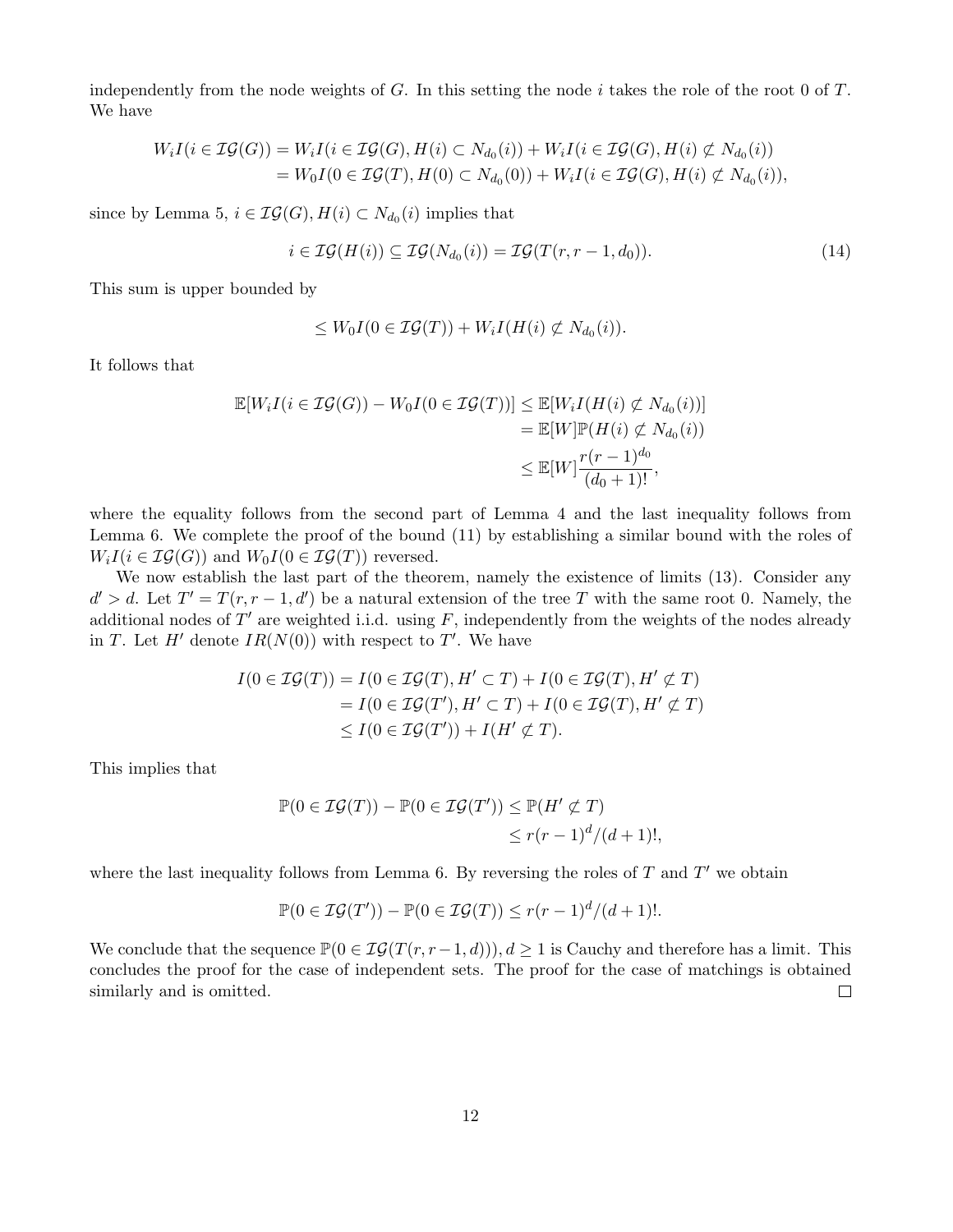independently from the node weights of $G$. In this setting the node $i$ takes the role of the root 0 of $T$. We have

$$
\begin{aligned}
W_i I(i \in \mathcal{IG}(G)) &= W_i I(i \in \mathcal{IG}(G), H(i) \subset N_{d_0}(i)) + W_i I(i \in \mathcal{IG}(G), H(i) \not\subset N_{d_0}(i)) \\
&= W_0 I(0 \in \mathcal{IG}(T), H(0) \subset N_{d_0}(0)) + W_i I(i \in \mathcal{IG}(G), H(i) \not\subset N_{d_0}(i)),
\end{aligned}
$$

since by Lemma 5, $i \in \mathcal{IG}(G), H(i) \subset N_{d_0}(i)$ implies that

$$
i \in \mathcal{IG}(H(i)) \subseteq \mathcal{IG}(N_{d_0}(i)) = \mathcal{IG}(T(r, r-1, d_0)). \tag{14}
$$

This sum is upper bounded by

$$
\leq W_0 I(0 \in \mathcal{IG}(T)) + W_i I(H(i) \not\subset N_{d_0}(i)).
$$

It follows that

$$
\begin{aligned}
\mathbb{E}[W_i I(i \in \mathcal{IG}(G)) - W_0 I(0 \in \mathcal{IG}(T))] &\leq \mathbb{E}[W_i I(H(i) \not\subset N_{d_0}(i))] \\
&= \mathbb{E}[W] \mathbb{P}(H(i) \not\subset N_{d_0}(i)) \\
&\leq \mathbb{E}[W] \frac{r(r-1)^{d_0}}{(d_0+1)!},
\end{aligned}
$$

where the equality follows from the second part of Lemma 4 and the last inequality follows from Lemma 6. We complete the proof of the bound (11) by establishing a similar bound with the roles of $W_i I(i \in \mathcal{IG}(G))$ and $W_0 I(0 \in \mathcal{IG}(T))$ reversed.

We now establish the last part of the theorem, namely the existence of limits (13). Consider any $d' > d$. Let $T' = T(r, r-1, d')$ be a natural extension of the tree $T$ with the same root 0. Namely, the additional nodes of $T'$ are weighted i.i.d. using $F$, independently from the weights of the nodes already in $T$. Let $H'$ denote $IR(N(0))$ with respect to $T'$. We have

$$
\begin{aligned}
I(0 \in \mathcal{IG}(T)) &= I(0 \in \mathcal{IG}(T), H' \subset T) + I(0 \in \mathcal{IG}(T), H' \not\subset T) \\
&= I(0 \in \mathcal{IG}(T'), H' \subset T) + I(0 \in \mathcal{IG}(T), H' \not\subset T) \\
&\leq I(0 \in \mathcal{IG}(T')) + I(H' \not\subset T).
\end{aligned}
$$

This implies that

$$
\begin{aligned}
\mathbb{P}(0 \in \mathcal{IG}(T)) - \mathbb{P}(0 \in \mathcal{IG}(T')) &\leq \mathbb{P}(H' \not\subset T) \\
&\leq r(r-1)^d/(d+1)!,
\end{aligned}
$$

where the last inequality follows from Lemma 6. By reversing the roles of $T$ and $T'$ we obtain

$$
\mathbb{P}(0 \in \mathcal{IG}(T')) - \mathbb{P}(0 \in \mathcal{IG}(T)) \leq r(r-1)^d/(d+1)!.
$$

We conclude that the sequence $\mathbb{P}(0 \in \mathcal{IG}(T(r, r-1, d))), d \geq 1$ is Cauchy and therefore has a limit. This concludes the proof for the case of independent sets. The proof for the case of matchings is obtained similarly and is omitted. $\square$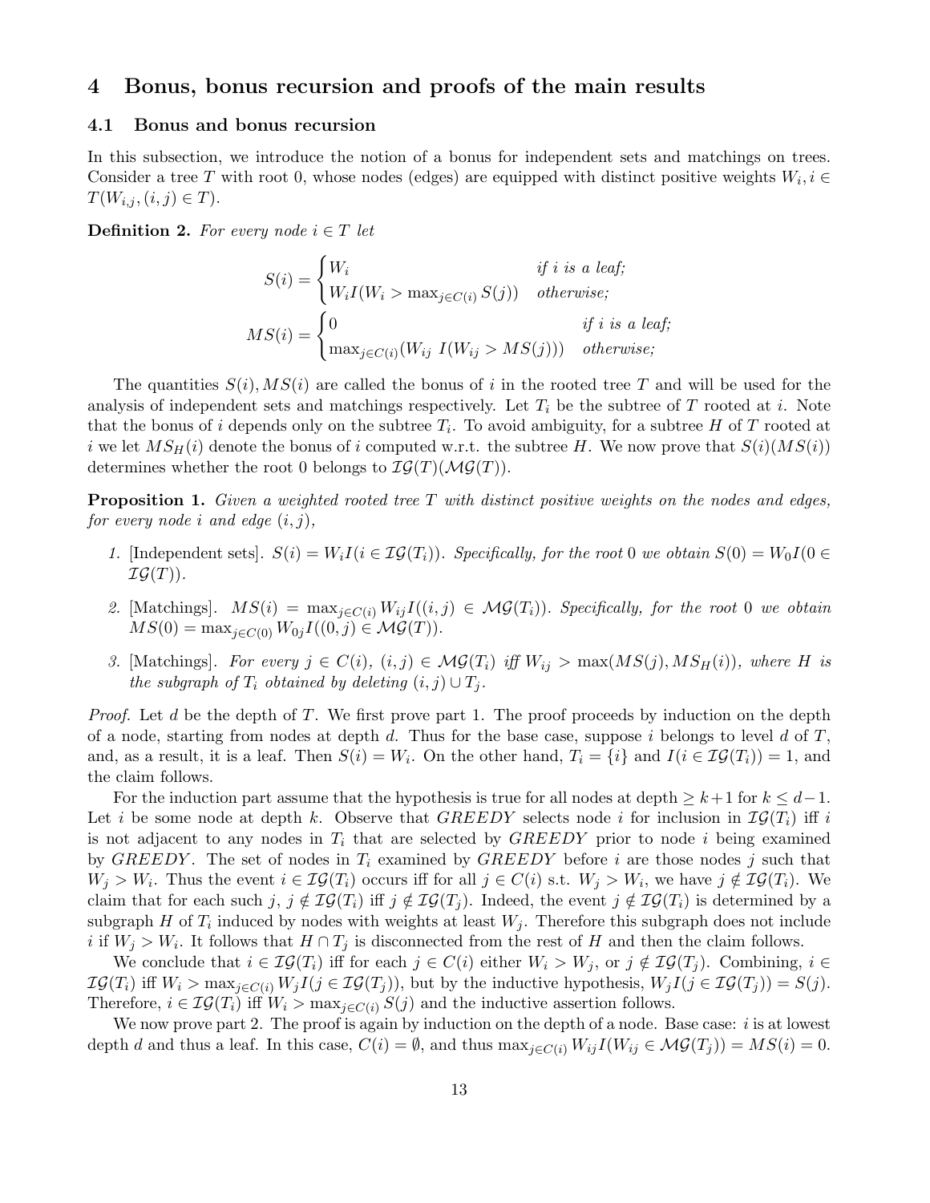# 4 Bonus, bonus recursion and proofs of the main results

## 4.1 Bonus and bonus recursion

In this subsection, we introduce the notion of a bonus for independent sets and matchings on trees. Consider a tree $T$ with root 0, whose nodes (edges) are equipped with distinct positive weights $W_i, i \in T(W_{i,j}, (i,j) \in T)$.

**Definition 2.** *For every node $i \in T$ let*

$$S(i) = \begin{cases} W_i & \text{if } i \text{ is a leaf;} \\ W_i I(W_i > \max_{j \in C(i)} S(j)) & \text{otherwise;} \end{cases}$$

$$MS(i) = \begin{cases} 0 & \text{if } i \text{ is a leaf;} \\ \max_{j \in C(i)} (W_{ij} \ I(W_{ij} > MS(j))) & \text{otherwise;} \end{cases}$$

The quantities $S(i), MS(i)$ are called the bonus of $i$ in the rooted tree $T$ and will be used for the analysis of independent sets and matchings respectively. Let $T_i$ be the subtree of $T$ rooted at $i$. Note that the bonus of $i$ depends only on the subtree $T_i$. To avoid ambiguity, for a subtree $H$ of $T$ rooted at $i$ we let $MS_H(i)$ denote the bonus of $i$ computed w.r.t. the subtree $H$. We now prove that $S(i)(MS(i))$ determines whether the root 0 belongs to $\mathcal{IG}(T)(\mathcal{MG}(T))$.

**Proposition 1.** *Given a weighted rooted tree $T$ with distinct positive weights on the nodes and edges, for every node $i$ and edge $(i,j)$,*

1. [Independent sets]. *$S(i) = W_i I(i \in \mathcal{IG}(T_i))$. Specifically, for the root 0 we obtain $S(0) = W_0 I(0 \in \mathcal{IG}(T))$.*
2. [Matchings]. *$MS(i) = \max_{j \in C(i)} W_{ij} I((i,j) \in \mathcal{MG}(T_i))$. Specifically, for the root 0 we obtain $MS(0) = \max_{j \in C(0)} W_{0j} I((0,j) \in \mathcal{MG}(T))$.*
3. [Matchings]. *For every $j \in C(i)$, $(i,j) \in \mathcal{MG}(T_i)$ iff $W_{ij} > \max(MS(j), MS_H(i))$, where $H$ is the subgraph of $T_i$ obtained by deleting $(i,j) \cup T_j$.*

*Proof.* Let $d$ be the depth of $T$. We first prove part 1. The proof proceeds by induction on the depth of a node, starting from nodes at depth $d$. Thus for the base case, suppose $i$ belongs to level $d$ of $T$, and, as a result, it is a leaf. Then $S(i) = W_i$. On the other hand, $T_i = \{i\}$ and $I(i \in \mathcal{IG}(T_i)) = 1$, and the claim follows.

For the induction part assume that the hypothesis is true for all nodes at depth $\geq k+1$ for $k \leq d-1$. Let $i$ be some node at depth $k$. Observe that $GREEDY$ selects node $i$ for inclusion in $\mathcal{IG}(T_i)$ iff $i$ is not adjacent to any nodes in $T_i$ that are selected by $GREEDY$ prior to node $i$ being examined by $GREEDY$. The set of nodes in $T_i$ examined by $GREEDY$ before $i$ are those nodes $j$ such that $W_j > W_i$. Thus the event $i \in \mathcal{IG}(T_i)$ occurs iff for all $j \in C(i)$ s.t. $W_j > W_i$, we have $j \notin \mathcal{IG}(T_i)$. We claim that for each such $j$, $j \notin \mathcal{IG}(T_i)$ iff $j \notin \mathcal{IG}(T_j)$. Indeed, the event $j \notin \mathcal{IG}(T_i)$ is determined by a subgraph $H$ of $T_i$ induced by nodes with weights at least $W_j$. Therefore this subgraph does not include $i$ if $W_j > W_i$. It follows that $H \cap T_j$ is disconnected from the rest of $H$ and then the claim follows.

We conclude that $i \in \mathcal{IG}(T_i)$ iff for each $j \in C(i)$ either $W_i > W_j$, or $j \notin \mathcal{IG}(T_j)$. Combining, $i \in \mathcal{IG}(T_i)$ iff $W_i > \max_{j \in C(i)} W_j I(j \in \mathcal{IG}(T_j))$, but by the inductive hypothesis, $W_j I(j \in \mathcal{IG}(T_j)) = S(j)$. Therefore, $i \in \mathcal{IG}(T_i)$ iff $W_i > \max_{j \in C(i)} S(j)$ and the inductive assertion follows.

We now prove part 2. The proof is again by induction on the depth of a node. Base case: $i$ is at lowest depth $d$ and thus a leaf. In this case, $C(i) = \emptyset$, and thus $\max_{j \in C(i)} W_{ij} I(W_{ij} \in \mathcal{MG}(T_j)) = MS(i) = 0$.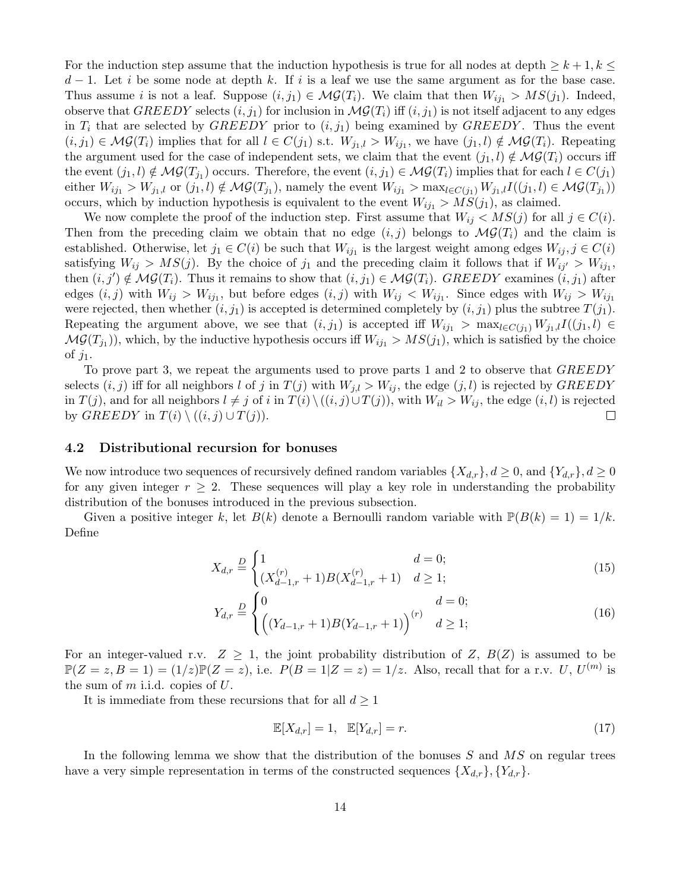For the induction step assume that the induction hypothesis is true for all nodes at depth $\geq k+1, k \leq d-1$. Let $i$ be some node at depth $k$. If $i$ is a leaf we use the same argument as for the base case. Thus assume $i$ is not a leaf. Suppose $(i, j_1) \in \mathcal{MG}(T_i)$. We claim that then $W_{ij_1} > MS(j_1)$. Indeed, observe that $GREEDY$ selects $(i, j_1)$ for inclusion in $\mathcal{MG}(T_i)$ iff $(i, j_1)$ is not itself adjacent to any edges in $T_i$ that are selected by $GREEDY$ prior to $(i, j_1)$ being examined by $GREEDY$. Thus the event $(i, j_1) \in \mathcal{MG}(T_i)$ implies that for all $l \in C(j_1)$ s.t. $W_{j_1,l} > W_{ij_1}$, we have $(j_1, l) \notin \mathcal{MG}(T_i)$. Repeating the argument used for the case of independent sets, we claim that the event $(j_1, l) \notin \mathcal{MG}(T_i)$ occurs iff the event $(j_1, l) \notin \mathcal{MG}(T_{j_1})$ occurs. Therefore, the event $(i, j_1) \in \mathcal{MG}(T_i)$ implies that for each $l \in C(j_1)$ either $W_{ij_1} > W_{j_1,l}$ or $(j_1, l) \notin \mathcal{MG}(T_{j_1})$, namely the event $W_{ij_1} > \max_{l \in C(j_1)} W_{j_1,l} I((j_1, l) \in \mathcal{MG}(T_{j_1}))$ occurs, which by induction hypothesis is equivalent to the event $W_{ij_1} > MS(j_1)$, as claimed.

We now complete the proof of the induction step. First assume that $W_{ij} < MS(j)$ for all $j \in C(i)$. Then from the preceding claim we obtain that no edge $(i, j)$ belongs to $\mathcal{MG}(T_i)$ and the claim is established. Otherwise, let $j_1 \in C(i)$ be such that $W_{ij_1}$ is the largest weight among edges $W_{ij}, j \in C(i)$ satisfying $W_{ij} > MS(j)$. By the choice of $j_1$ and the preceding claim it follows that if $W_{ij'} > W_{ij_1}$, then $(i, j') \notin \mathcal{MG}(T_i)$. Thus it remains to show that $(i, j_1) \in \mathcal{MG}(T_i)$. $GREEDY$ examines $(i, j_1)$ after edges $(i, j)$ with $W_{ij} > W_{ij_1}$, but before edges $(i, j)$ with $W_{ij} < W_{ij_1}$. Since edges with $W_{ij} > W_{ij_1}$ were rejected, then whether $(i, j_1)$ is accepted is determined completely by $(i, j_1)$ plus the subtree $T(j_1)$. Repeating the argument above, we see that $(i, j_1)$ is accepted iff $W_{ij_1} > \max_{l \in C(j_1)} W_{j_1,l} I((j_1, l) \in \mathcal{MG}(T_{j_1}))$, which, by the inductive hypothesis occurs iff $W_{ij_1} > MS(j_1)$, which is satisfied by the choice of $j_1$.

To prove part 3, we repeat the arguments used to prove parts 1 and 2 to observe that $GREEDY$ selects $(i, j)$ iff for all neighbors $l$ of $j$ in $T(j)$ with $W_{j,l} > W_{ij}$, the edge $(j, l)$ is rejected by $GREEDY$ in $T(j)$, and for all neighbors $l \neq j$ of $i$ in $T(i) \setminus ((i, j) \cup T(j))$, with $W_{il} > W_{ij}$, the edge $(i, l)$ is rejected by $GREEDY$ in $T(i) \setminus ((i, j) \cup T(j))$. □

### 4.2 Distributional recursion for bonuses

We now introduce two sequences of recursively defined random variables $\{X_{d,r}\}, d \geq 0$, and $\{Y_{d,r}\}, d \geq 0$ for any given integer $r \geq 2$. These sequences will play a key role in understanding the probability distribution of the bonuses introduced in the previous subsection.

Given a positive integer $k$, let $B(k)$ denote a Bernoulli random variable with $\mathbb{P}(B(k) = 1) = 1/k$. Define

$$X_{d,r} \overset{D}{=} \begin{cases} 1 & d = 0; \\ (X_{d-1,r}^{(r)} + 1) B(X_{d-1,r}^{(r)} + 1) & d \geq 1; \end{cases} \tag{15}$$

$$Y_{d,r} \overset{D}{=} \begin{cases} 0 & d = 0; \\ \Big( (Y_{d-1,r} + 1) B(Y_{d-1,r} + 1) \Big)^{(r)} & d \geq 1; \end{cases} \tag{16}$$

For an integer-valued r.v. $Z \geq 1$, the joint probability distribution of $Z$, $B(Z)$ is assumed to be $\mathbb{P}(Z = z, B = 1) = (1/z)\mathbb{P}(Z = z)$, i.e. $P(B = 1 | Z = z) = 1/z$. Also, recall that for a r.v. $U$, $U^{(m)}$ is the sum of $m$ i.i.d. copies of $U$.

It is immediate from these recursions that for all $d \geq 1$

$$\mathbb{E}[X_{d,r}] = 1, \quad \mathbb{E}[Y_{d,r}] = r. \tag{17}$$

In the following lemma we show that the distribution of the bonuses $S$ and $MS$ on regular trees have a very simple representation in terms of the constructed sequences $\{X_{d,r}\}, \{Y_{d,r}\}$.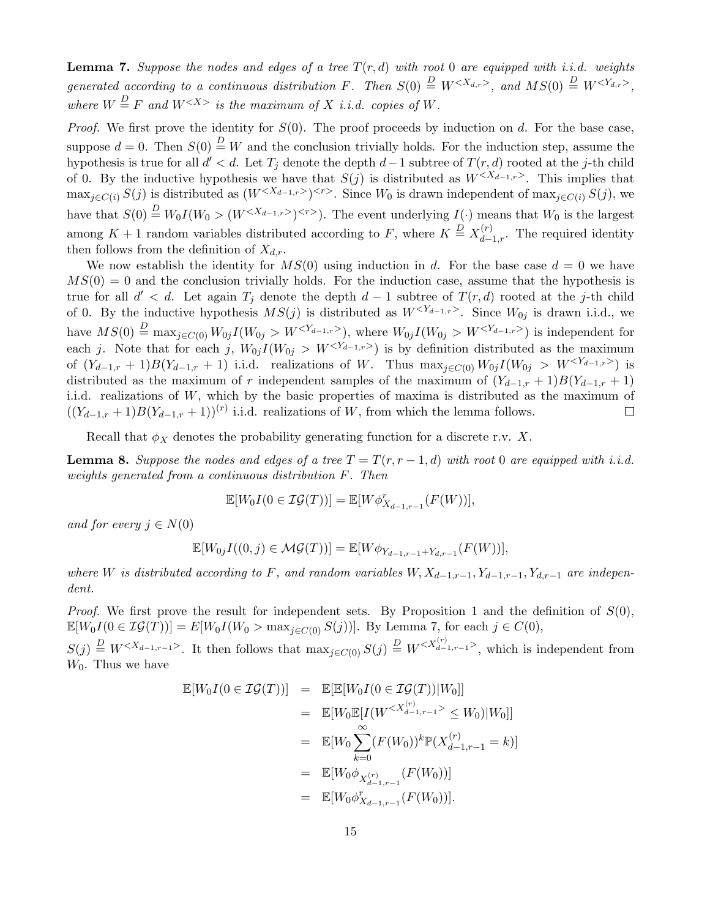**Lemma 7.** *Suppose the nodes and edges of a tree $T(r,d)$ with root 0 are equipped with i.i.d. weights generated according to a continuous distribution $F$. Then $S(0) \stackrel{D}{=} W^{<X_{d,r}>}$, and $MS(0) \stackrel{D}{=} W^{<Y_{d,r}>}$, where $W \stackrel{D}{=} F$ and $W^{<X>}$ is the maximum of $X$ i.i.d. copies of $W$.*

*Proof.* We first prove the identity for $S(0)$. The proof proceeds by induction on $d$. For the base case, suppose $d = 0$. Then $S(0) \stackrel{D}{=} W$ and the conclusion trivially holds. For the induction step, assume the hypothesis is true for all $d' < d$. Let $T_j$ denote the depth $d-1$ subtree of $T(r,d)$ rooted at the $j$-th child of 0. By the inductive hypothesis we have that $S(j)$ is distributed as $W^{<X_{d-1,r}>}$. This implies that $\max_{j \in C(i)} S(j)$ is distributed as $(W^{<X_{d-1,r}>})^{<r>}$. Since $W_0$ is drawn independent of $\max_{j \in C(i)} S(j)$, we have that $S(0) \stackrel{D}{=} W_0 I(W_0 > (W^{<X_{d-1,r}>})^{<r>})$. The event underlying $I(\cdot)$ means that $W_0$ is the largest among $K+1$ random variables distributed according to $F$, where $K \stackrel{D}{=} X^{(r)}_{d-1,r}$. The required identity then follows from the definition of $X_{d,r}$.

We now establish the identity for $MS(0)$ using induction in $d$. For the base case $d = 0$ we have $MS(0) = 0$ and the conclusion trivially holds. For the induction case, assume that the hypothesis is true for all $d' < d$. Let again $T_j$ denote the depth $d-1$ subtree of $T(r,d)$ rooted at the $j$-th child of 0. By the inductive hypothesis $MS(j)$ is distributed as $W^{<Y_{d-1,r}>}$. Since $W_{0j}$ is drawn i.i.d., we have $MS(0) \stackrel{D}{=} \max_{j \in C(0)} W_{0j} I(W_{0j} > W^{<Y_{d-1,r}>})$, where $W_{0j} I(W_{0j} > W^{<Y_{d-1,r}>})$ is independent for each $j$. Note that for each $j$, $W_{0j} I(W_{0j} > W^{<Y_{d-1,r}>})$ is by definition distributed as the maximum of $(Y_{d-1,r}+1)B(Y_{d-1,r}+1)$ i.i.d. realizations of $W$. Thus $\max_{j \in C(0)} W_{0j} I(W_{0j} > W^{<Y_{d-1,r}>})$ is distributed as the maximum of $r$ independent samples of the maximum of $(Y_{d-1,r}+1)B(Y_{d-1,r}+1)$ i.i.d. realizations of $W$, which by the basic properties of maxima is distributed as the maximum of $((Y_{d-1,r}+1)B(Y_{d-1,r}+1))^{(r)}$ i.i.d. realizations of $W$, from which the lemma follows. $\square$

Recall that $\phi_X$ denotes the probability generating function for a discrete r.v. $X$.

**Lemma 8.** *Suppose the nodes and edges of a tree $T = T(r, r-1, d)$ with root 0 are equipped with i.i.d. weights generated from a continuous distribution $F$. Then*

$$\mathbb{E}[W_0 I(0 \in \mathcal{IG}(T))] = \mathbb{E}[W \phi^r_{X_{d-1,r-1}}(F(W))],$$

*and for every $j \in N(0)$*

$$\mathbb{E}[W_{0j} I((0,j) \in \mathcal{MG}(T))] = \mathbb{E}[W \phi_{Y_{d-1,r-1}+Y_{d,r-1}}(F(W))],$$

*where $W$ is distributed according to $F$, and random variables $W, X_{d-1,r-1}, Y_{d-1,r-1}, Y_{d,r-1}$ are independent.*

*Proof.* We first prove the result for independent sets. By Proposition 1 and the definition of $S(0)$, $\mathbb{E}[W_0 I(0 \in \mathcal{IG}(T))] = E[W_0 I(W_0 > \max_{j \in C(0)} S(j))]$. By Lemma 7, for each $j \in C(0)$, $S(j) \stackrel{D}{=} W^{<X_{d-1,r-1}>}$. It then follows that $\max_{j \in C(0)} S(j) \stackrel{D}{=} W^{<X^{(r)}_{d-1,r-1}>}$, which is independent from $W_0$. Thus we have

$$\begin{aligned}
\mathbb{E}[W_0 I(0 \in \mathcal{IG}(T))] &= \mathbb{E}[\mathbb{E}[W_0 I(0 \in \mathcal{IG}(T)) | W_0]] \\
&= \mathbb{E}[W_0 \mathbb{E}[I(W^{<X^{(r)}_{d-1,r-1}>} \le W_0) | W_0]] \\
&= \mathbb{E}[W_0 \sum_{k=0}^{\infty} (F(W_0))^k \mathbb{P}(X^{(r)}_{d-1,r-1} = k)] \\
&= \mathbb{E}[W_0 \phi_{X^{(r)}_{d-1,r-1}}(F(W_0))] \\
&= \mathbb{E}[W_0 \phi^r_{X_{d-1,r-1}}(F(W_0))].
\end{aligned}$$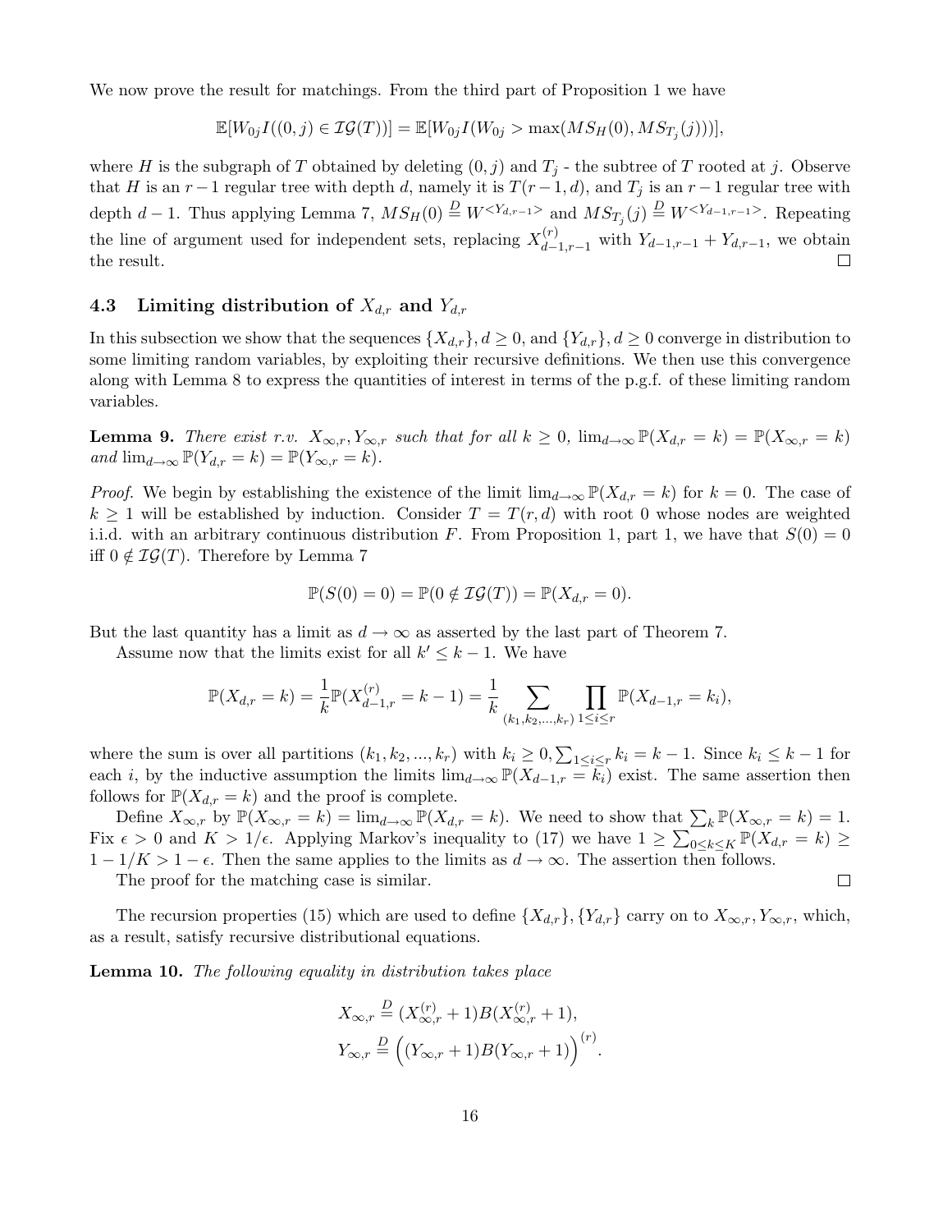We now prove the result for matchings. From the third part of Proposition 1 we have

$$\mathbb{E}[W_{0j}I((0,j)\in\mathcal{IG}(T))] = \mathbb{E}[W_{0j}I(W_{0j} > \max(MS_H(0), MS_{T_j}(j)))],$$

where $H$ is the subgraph of $T$ obtained by deleting $(0,j)$ and $T_j$ - the subtree of $T$ rooted at $j$. Observe that $H$ is an $r-1$ regular tree with depth $d$, namely it is $T(r-1,d)$, and $T_j$ is an $r-1$ regular tree with depth $d-1$. Thus applying Lemma 7, $MS_H(0) \stackrel{D}{=} W^{<Y_{d,r-1}>}$ and $MS_{T_j}(j) \stackrel{D}{=} W^{<Y_{d-1,r-1}>}$. Repeating the line of argument used for independent sets, replacing $X^{(r)}_{d-1,r-1}$ with $Y_{d-1,r-1}+Y_{d,r-1}$, we obtain the result. □

### 4.3 Limiting distribution of $X_{d,r}$ and $Y_{d,r}$

In this subsection we show that the sequences $\{X_{d,r}\}, d\geq 0$, and $\{Y_{d,r}\}, d\geq 0$ converge in distribution to some limiting random variables, by exploiting their recursive definitions. We then use this convergence along with Lemma 8 to express the quantities of interest in terms of the p.g.f. of these limiting random variables.

**Lemma 9.** *There exist r.v. $X_{\infty,r}, Y_{\infty,r}$ such that for all $k\geq 0$, $\lim_{d\to\infty}\mathbb{P}(X_{d,r}=k)=\mathbb{P}(X_{\infty,r}=k)$ and $\lim_{d\to\infty}\mathbb{P}(Y_{d,r}=k)=\mathbb{P}(Y_{\infty,r}=k)$.*

*Proof.* We begin by establishing the existence of the limit $\lim_{d\to\infty}\mathbb{P}(X_{d,r}=k)$ for $k=0$. The case of $k\geq 1$ will be established by induction. Consider $T=T(r,d)$ with root 0 whose nodes are weighted i.i.d. with an arbitrary continuous distribution $F$. From Proposition 1, part 1, we have that $S(0)=0$ iff $0\notin\mathcal{IG}(T)$. Therefore by Lemma 7

$$\mathbb{P}(S(0)=0)=\mathbb{P}(0\notin\mathcal{IG}(T))=\mathbb{P}(X_{d,r}=0).$$

But the last quantity has a limit as $d\to\infty$ as asserted by the last part of Theorem 7.

Assume now that the limits exist for all $k'\leq k-1$. We have

$$\mathbb{P}(X_{d,r}=k)=\frac{1}{k}\mathbb{P}(X^{(r)}_{d-1,r}=k-1)=\frac{1}{k}\sum_{(k_1,k_2,...,k_r)}\prod_{1\leq i\leq r}\mathbb{P}(X_{d-1,r}=k_i),$$

where the sum is over all partitions $(k_1,k_2,...,k_r)$ with $k_i\geq 0, \sum_{1\leq i\leq r}k_i=k-1$. Since $k_i\leq k-1$ for each $i$, by the inductive assumption the limits $\lim_{d\to\infty}\mathbb{P}(X_{d-1,r}=k_i)$ exist. The same assertion then follows for $\mathbb{P}(X_{d,r}=k)$ and the proof is complete.

Define $X_{\infty,r}$ by $\mathbb{P}(X_{\infty,r}=k)=\lim_{d\to\infty}\mathbb{P}(X_{d,r}=k)$. We need to show that $\sum_k\mathbb{P}(X_{\infty,r}=k)=1$. Fix $\epsilon>0$ and $K>1/\epsilon$. Applying Markov's inequality to (17) we have $1\geq\sum_{0\leq k\leq K}\mathbb{P}(X_{d,r}=k)\geq 1-1/K>1-\epsilon$. Then the same applies to the limits as $d\to\infty$. The assertion then follows.

The proof for the matching case is similar. □

The recursion properties (15) which are used to define $\{X_{d,r}\},\{Y_{d,r}\}$ carry on to $X_{\infty,r}, Y_{\infty,r}$ which, as a result, satisfy recursive distributional equations.

**Lemma 10.** *The following equality in distribution takes place*

$$X_{\infty,r}\stackrel{D}{=}(X^{(r)}_{\infty,r}+1)B(X^{(r)}_{\infty,r}+1),$$
$$Y_{\infty,r}\stackrel{D}{=}\Big((Y_{\infty,r}+1)B(Y_{\infty,r}+1)\Big)^{(r)}.$$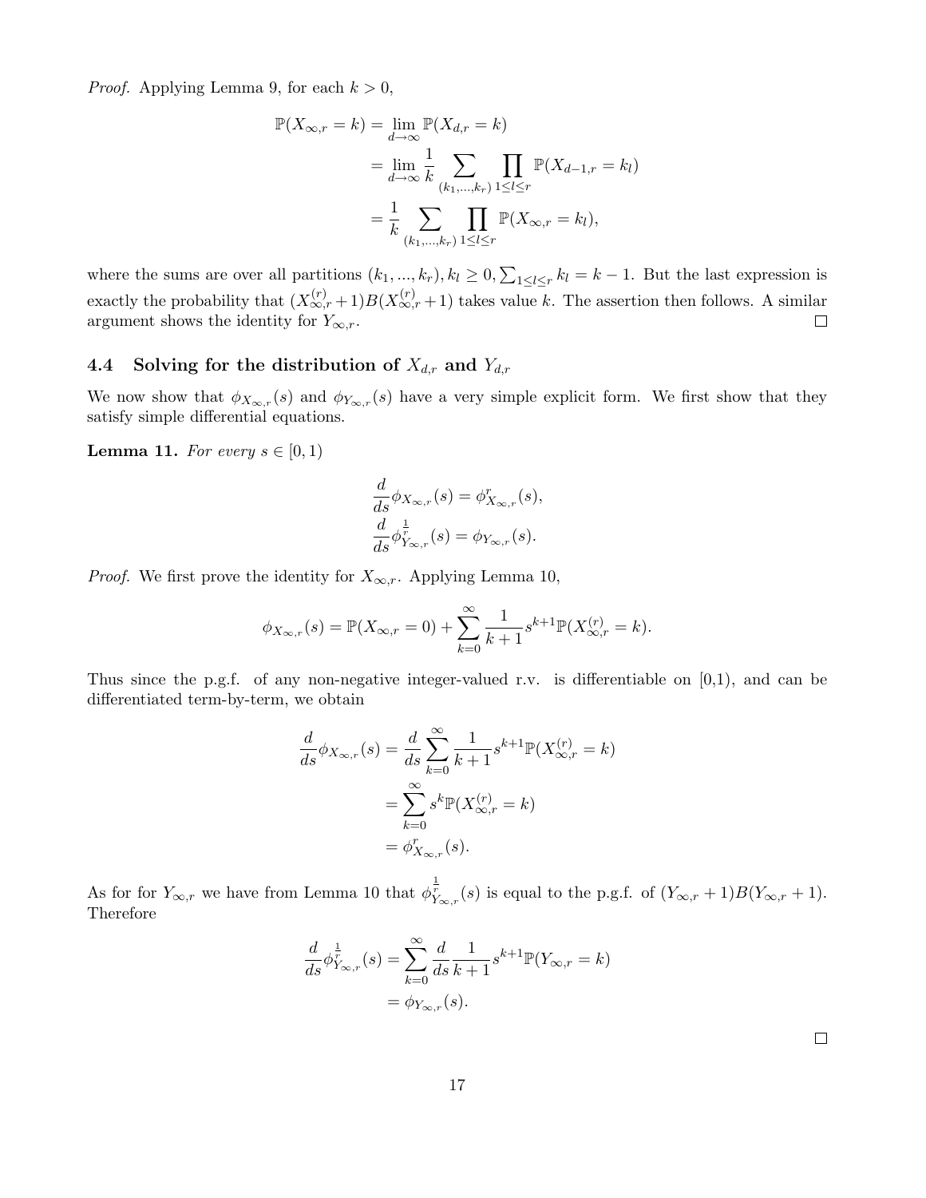*Proof.* Applying Lemma 9, for each $k > 0$,

$$
\begin{aligned}
\mathbb{P}(X_{\infty,r} = k) &= \lim_{d\to\infty} \mathbb{P}(X_{d,r} = k) \\
&= \lim_{d\to\infty} \frac{1}{k} \sum_{(k_1,\dots,k_r)} \prod_{1\le l\le r} \mathbb{P}(X_{d-1,r} = k_l) \\
&= \frac{1}{k} \sum_{(k_1,\dots,k_r)} \prod_{1\le l\le r} \mathbb{P}(X_{\infty,r} = k_l),
\end{aligned}
$$

where the sums are over all partitions $(k_1, ..., k_r), k_l \ge 0, \sum_{1\le l\le r} k_l = k - 1$. But the last expression is exactly the probability that $(X^{(r)}_{\infty,r} + 1)B(X^{(r)}_{\infty,r} + 1)$ takes value $k$. The assertion then follows. A similar argument shows the identity for $Y_{\infty,r}$. $\square$

### 4.4 Solving for the distribution of $X_{d,r}$ and $Y_{d,r}$

We now show that $\phi_{X_{\infty,r}}(s)$ and $\phi_{Y_{\infty,r}}(s)$ have a very simple explicit form. We first show that they satisfy simple differential equations.

**Lemma 11.** *For every $s \in [0, 1)$*

$$
\begin{aligned}
\frac{d}{ds}\phi_{X_{\infty,r}}(s) &= \phi^r_{X_{\infty,r}}(s), \\
\frac{d}{ds}\phi^{\frac{1}{r}}_{Y_{\infty,r}}(s) &= \phi_{Y_{\infty,r}}(s).
\end{aligned}
$$

*Proof.* We first prove the identity for $X_{\infty,r}$. Applying Lemma 10,

$$
\phi_{X_{\infty,r}}(s) = \mathbb{P}(X_{\infty,r} = 0) + \sum_{k=0}^{\infty} \frac{1}{k+1} s^{k+1} \mathbb{P}(X^{(r)}_{\infty,r} = k).
$$

Thus since the p.g.f. of any non-negative integer-valued r.v. is differentiable on [0,1), and can be differentiated term-by-term, we obtain

$$
\begin{aligned}
\frac{d}{ds}\phi_{X_{\infty,r}}(s) &= \frac{d}{ds} \sum_{k=0}^{\infty} \frac{1}{k+1} s^{k+1} \mathbb{P}(X^{(r)}_{\infty,r} = k) \\
&= \sum_{k=0}^{\infty} s^k \mathbb{P}(X^{(r)}_{\infty,r} = k) \\
&= \phi^r_{X_{\infty,r}}(s).
\end{aligned}
$$

As for for $Y_{\infty,r}$ we have from Lemma 10 that $\phi^{\frac{1}{r}}_{Y_{\infty,r}}(s)$ is equal to the p.g.f. of $(Y_{\infty,r} + 1)B(Y_{\infty,r} + 1)$. Therefore

$$
\begin{aligned}
\frac{d}{ds}\phi^{\frac{1}{r}}_{Y_{\infty,r}}(s) &= \sum_{k=0}^{\infty} \frac{d}{ds} \frac{1}{k+1} s^{k+1} \mathbb{P}(Y_{\infty,r} = k) \\
&= \phi_{Y_{\infty,r}}(s).
\end{aligned}
$$

$\square$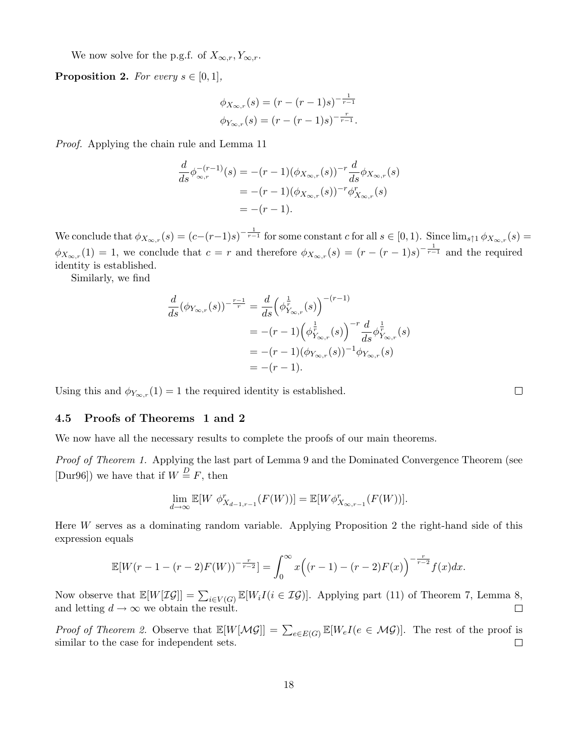We now solve for the p.g.f. of $X_{\infty,r}, Y_{\infty,r}$.

**Proposition 2.** *For every $s \in [0,1]$,*

$$\phi_{X_{\infty,r}}(s) = (r-(r-1)s)^{-\frac{1}{r-1}}$$
$$\phi_{Y_{\infty,r}}(s) = (r-(r-1)s)^{-\frac{r}{r-1}}.$$

*Proof.* Applying the chain rule and Lemma 11

$$\begin{aligned}\frac{d}{ds}\phi^{-(r-1)}_{\infty,r}(s) &= -(r-1)(\phi_{X_{\infty,r}}(s))^{-r}\frac{d}{ds}\phi_{X_{\infty,r}}(s)\\ &= -(r-1)(\phi_{X_{\infty,r}}(s))^{-r}\phi^{r}_{X_{\infty,r}}(s)\\ &= -(r-1).\end{aligned}$$

We conclude that $\phi_{X_{\infty,r}}(s) = (c-(r-1)s)^{-\frac{1}{r-1}}$ for some constant $c$ for all $s \in [0,1)$. Since $\lim_{s\uparrow 1}\phi_{X_{\infty,r}}(s) = \phi_{X_{\infty,r}}(1) = 1$, we conclude that $c = r$ and therefore $\phi_{X_{\infty,r}}(s) = (r-(r-1)s)^{-\frac{1}{r-1}}$ and the required identity is established.

Similarly, we find

$$\begin{aligned}\frac{d}{ds}(\phi_{Y_{\infty,r}}(s))^{-\frac{r-1}{r}} &= \frac{d}{ds}\Big(\phi^{\frac{1}{r}}_{Y_{\infty,r}}(s)\Big)^{-(r-1)}\\ &= -(r-1)\Big(\phi^{\frac{1}{r}}_{Y_{\infty,r}}(s)\Big)^{-r}\frac{d}{ds}\phi^{\frac{1}{r}}_{Y_{\infty,r}}(s)\\ &= -(r-1)(\phi_{Y_{\infty,r}}(s))^{-1}\phi_{Y_{\infty,r}}(s)\\ &= -(r-1).\end{aligned}$$

Using this and $\phi_{Y_{\infty,r}}(1) = 1$ the required identity is established. □

### 4.5 Proofs of Theorems 1 and 2

We now have all the necessary results to complete the proofs of our main theorems.

*Proof of Theorem 1.* Applying the last part of Lemma 9 and the Dominated Convergence Theorem (see [Dur96]) we have that if $W \stackrel{D}{=} F$, then

$$\lim_{d\to\infty}\mathbb{E}[W\ \phi^{r}_{X_{d-1,r-1}}(F(W))] = \mathbb{E}[W\phi^{r}_{X_{\infty,r-1}}(F(W))].$$

Here $W$ serves as a dominating random variable. Applying Proposition 2 the right-hand side of this expression equals

$$\mathbb{E}[W(r-1-(r-2)F(W))^{-\frac{r}{r-2}}] = \int_0^\infty x\Big((r-1)-(r-2)F(x)\Big)^{-\frac{r}{r-2}}f(x)dx.$$

Now observe that $\mathbb{E}[W[\mathcal{IG}]] = \sum_{i\in V(G)}\mathbb{E}[W_i I(i\in\mathcal{IG})]$. Applying part (11) of Theorem 7, Lemma 8, and letting $d\to\infty$ we obtain the result. □

*Proof of Theorem 2.* Observe that $\mathbb{E}[W[\mathcal{MG}]] = \sum_{e\in E(G)}\mathbb{E}[W_e I(e\in\mathcal{MG})]$. The rest of the proof is similar to the case for independent sets. □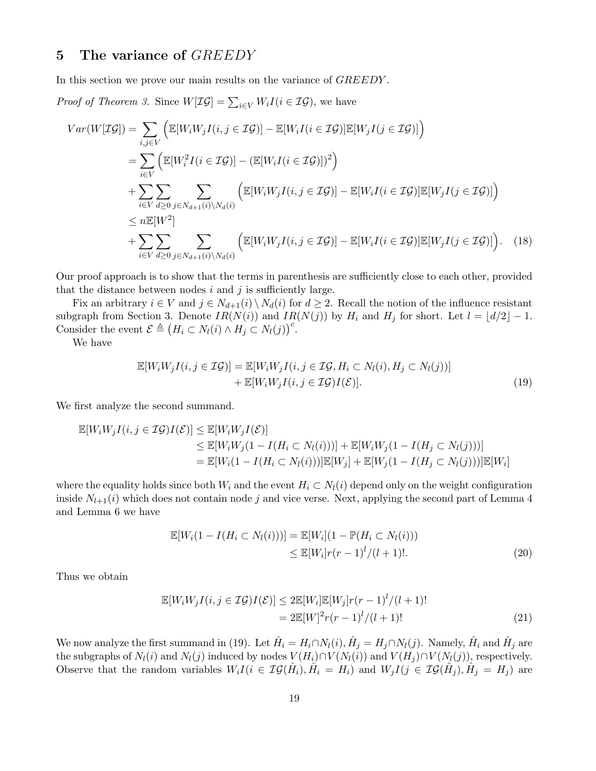## 5 The variance of $GREEDY$

In this section we prove our main results on the variance of $GREEDY$.

*Proof of Theorem 3.* Since $W[\mathcal{IG}] = \sum_{i \in V} W_i I(i \in \mathcal{IG})$, we have

$$
\begin{aligned}
Var(W[\mathcal{IG}]) &= \sum_{i,j \in V} \Big( \mathbb{E}[W_i W_j I(i,j \in \mathcal{IG})] - \mathbb{E}[W_i I(i \in \mathcal{IG})] \mathbb{E}[W_j I(j \in \mathcal{IG})] \Big) \\
&= \sum_{i \in V} \Big( \mathbb{E}[W_i^2 I(i \in \mathcal{IG})] - (\mathbb{E}[W_i I(i \in \mathcal{IG})])^2 \Big) \\
&+ \sum_{i \in V} \sum_{d \geq 0} \sum_{j \in N_{d+1}(i) \setminus N_d(i)} \Big( \mathbb{E}[W_i W_j I(i,j \in \mathcal{IG})] - \mathbb{E}[W_i I(i \in \mathcal{IG})] \mathbb{E}[W_j I(j \in \mathcal{IG})] \Big) \\
&\leq n \mathbb{E}[W^2] \\
&+ \sum_{i \in V} \sum_{d \geq 0} \sum_{j \in N_{d+1}(i) \setminus N_d(i)} \Big( \mathbb{E}[W_i W_j I(i,j \in \mathcal{IG})] - \mathbb{E}[W_i I(i \in \mathcal{IG})] \mathbb{E}[W_j I(j \in \mathcal{IG})] \Big). \quad (18)
\end{aligned}
$$

Our proof approach is to show that the terms in parenthesis are sufficiently close to each other, provided that the distance between nodes $i$ and $j$ is sufficiently large.

Fix an arbitrary $i \in V$ and $j \in N_{d+1}(i) \setminus N_d(i)$ for $d \geq 2$. Recall the notion of the influence resistant subgraph from Section 3. Denote $IR(N(i))$ and $IR(N(j))$ by $H_i$ and $H_j$ for short. Let $l = \lfloor d/2 \rfloor - 1$. Consider the event $\mathcal{E} \triangleq \big( H_i \subset N_l(i) \wedge H_j \subset N_l(j) \big)^c$.

We have

$$
\begin{aligned}
\mathbb{E}[W_i W_j I(i,j \in \mathcal{IG})] = \mathbb{E}[W_i W_j I(i,j \in \mathcal{IG}, H_i \subset N_l(i), H_j \subset N_l(j))] \\
+ \mathbb{E}[W_i W_j I(i,j \in \mathcal{IG}) I(\mathcal{E})]. \quad (19)
\end{aligned}
$$

We first analyze the second summand.

$$
\begin{aligned}
\mathbb{E}[W_i W_j I(i,j \in \mathcal{IG}) I(\mathcal{E})] &\leq \mathbb{E}[W_i W_j I(\mathcal{E})] \\
&\leq \mathbb{E}[W_i W_j (1 - I(H_i \subset N_l(i)))] + \mathbb{E}[W_i W_j (1 - I(H_j \subset N_l(j)))] \\
&= \mathbb{E}[W_i (1 - I(H_i \subset N_l(i)))] \mathbb{E}[W_j] + \mathbb{E}[W_j (1 - I(H_j \subset N_l(j)))] \mathbb{E}[W_i]
\end{aligned}
$$

where the equality holds since both $W_i$ and the event $H_i \subset N_l(i)$ depend only on the weight configuration inside $N_{l+1}(i)$ which does not contain node $j$ and vice verse. Next, applying the second part of Lemma 4 and Lemma 6 we have

$$
\begin{aligned}
\mathbb{E}[W_i (1 - I(H_i \subset N_l(i)))] &= \mathbb{E}[W_i] (1 - \mathbb{P}(H_i \subset N_l(i))) \\
&\leq \mathbb{E}[W_i] r (r-1)^l / (l+1)!. \quad (20)
\end{aligned}
$$

Thus we obtain

$$
\begin{aligned}
\mathbb{E}[W_i W_j I(i,j \in \mathcal{IG}) I(\mathcal{E})] &\leq 2 \mathbb{E}[W_i] \mathbb{E}[W_j] r (r-1)^l / (l+1)! \\
&= 2 \mathbb{E}[W]^2 r (r-1)^l / (l+1)! \quad (21)
\end{aligned}
$$

We now analyze the first summand in (19). Let $\hat{H}_i = H_i \cap N_l(i), \hat{H}_j = H_j \cap N_l(j)$. Namely, $\hat{H}_i$ and $\hat{H}_j$ are the subgraphs of $N_l(i)$ and $N_l(j)$ induced by nodes $V(H_i) \cap V(N_l(i))$ and $V(H_j) \cap V(N_l(j))$, respectively. Observe that the random variables $W_i I(i \in \mathcal{IG}(\hat{H}_i), \hat{H}_i = H_i)$ and $W_j I(j \in \mathcal{IG}(\hat{H}_j), \hat{H}_j = H_j)$ are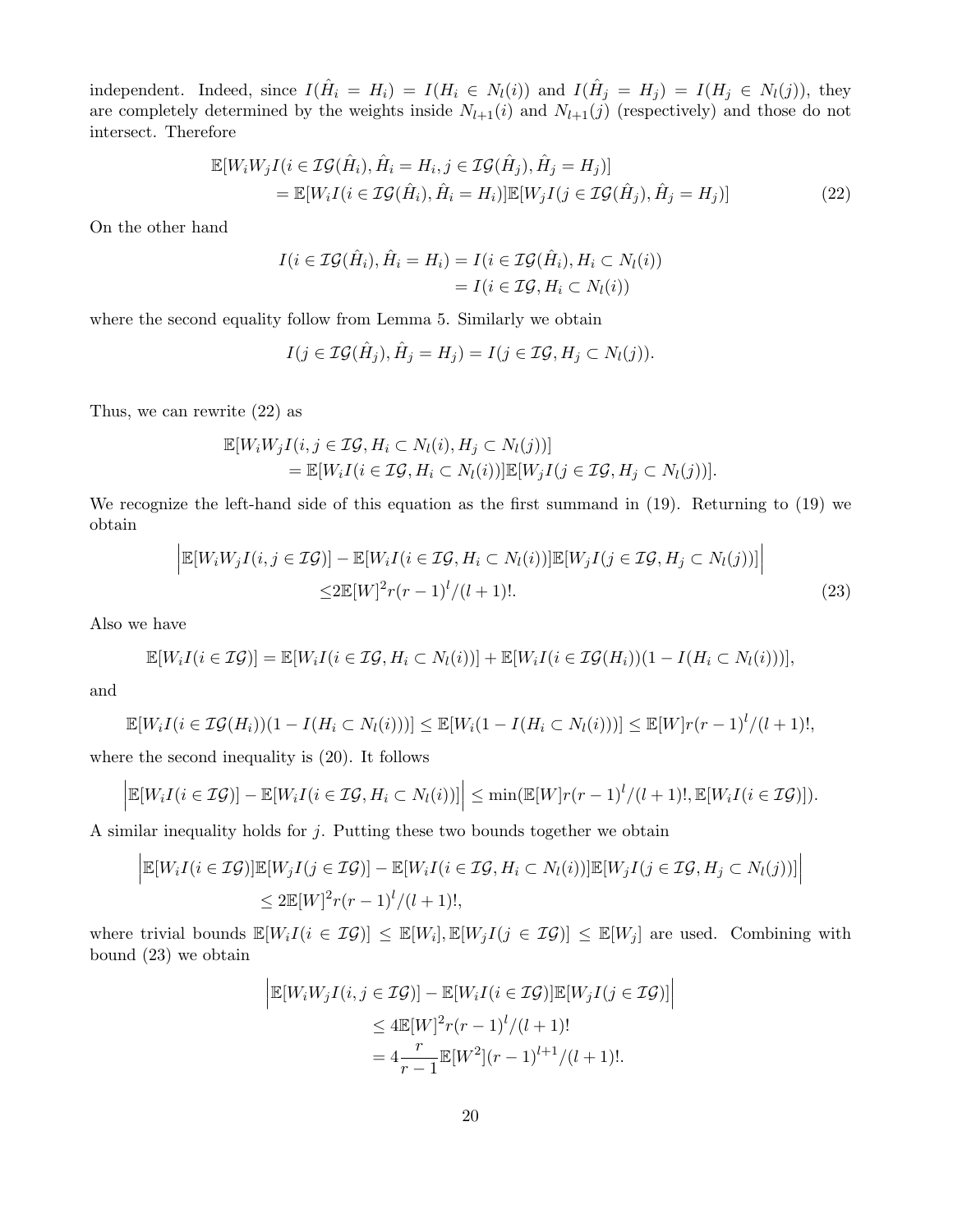independent. Indeed, since $I(\hat{H}_i = H_i) = I(H_i \in N_l(i))$ and $I(\hat{H}_j = H_j) = I(H_j \in N_l(j))$, they are completely determined by the weights inside $N_{l+1}(i)$ and $N_{l+1}(j)$ (respectively) and those do not intersect. Therefore

$$
\begin{aligned}
&\mathbb{E}[W_i W_j I(i \in \mathcal{IG}(\hat{H}_i), \hat{H}_i = H_i, j \in \mathcal{IG}(\hat{H}_j), \hat{H}_j = H_j)] \\
&\qquad = \mathbb{E}[W_i I(i \in \mathcal{IG}(\hat{H}_i), \hat{H}_i = H_i)]\mathbb{E}[W_j I(j \in \mathcal{IG}(\hat{H}_j), \hat{H}_j = H_j)] \qquad (22)
\end{aligned}
$$

On the other hand

$$
\begin{aligned}
I(i \in \mathcal{IG}(\hat{H}_i), \hat{H}_i = H_i) &= I(i \in \mathcal{IG}(\hat{H}_i), H_i \subset N_l(i)) \\
&= I(i \in \mathcal{IG}, H_i \subset N_l(i))
\end{aligned}
$$

where the second equality follow from Lemma 5. Similarly we obtain

$$
I(j \in \mathcal{IG}(\hat{H}_j), \hat{H}_j = H_j) = I(j \in \mathcal{IG}, H_j \subset N_l(j)).
$$

Thus, we can rewrite (22) as

$$
\begin{aligned}
&\mathbb{E}[W_i W_j I(i, j \in \mathcal{IG}, H_i \subset N_l(i), H_j \subset N_l(j))] \\
&\qquad = \mathbb{E}[W_i I(i \in \mathcal{IG}, H_i \subset N_l(i))]\mathbb{E}[W_j I(j \in \mathcal{IG}, H_j \subset N_l(j))].
\end{aligned}
$$

We recognize the left-hand side of this equation as the first summand in (19). Returning to (19) we obtain

$$
\begin{aligned}
&\Big|\mathbb{E}[W_i W_j I(i, j \in \mathcal{IG})] - \mathbb{E}[W_i I(i \in \mathcal{IG}, H_i \subset N_l(i))]\mathbb{E}[W_j I(j \in \mathcal{IG}, H_j \subset N_l(j))]\Big| \\
&\qquad \leq 2\mathbb{E}[W]^2 r(r-1)^l/(l+1)!. \qquad (23)
\end{aligned}
$$

Also we have

$$
\mathbb{E}[W_i I(i \in \mathcal{IG})] = \mathbb{E}[W_i I(i \in \mathcal{IG}, H_i \subset N_l(i))] + \mathbb{E}[W_i I(i \in \mathcal{IG}(H_i))(1 - I(H_i \subset N_l(i)))],
$$

and

$$
\mathbb{E}[W_i I(i \in \mathcal{IG}(H_i))(1 - I(H_i \subset N_l(i)))] \leq \mathbb{E}[W_i(1 - I(H_i \subset N_l(i)))] \leq \mathbb{E}[W] r(r-1)^l/(l+1)!,
$$

where the second inequality is (20). It follows

$$
\Big|\mathbb{E}[W_i I(i \in \mathcal{IG})] - \mathbb{E}[W_i I(i \in \mathcal{IG}, H_i \subset N_l(i))]\Big| \leq \min(\mathbb{E}[W] r(r-1)^l/(l+1)!, \mathbb{E}[W_i I(i \in \mathcal{IG})]).
$$

A similar inequality holds for $j$. Putting these two bounds together we obtain

$$
\begin{aligned}
&\Big|\mathbb{E}[W_i I(i \in \mathcal{IG})]\mathbb{E}[W_j I(j \in \mathcal{IG})] - \mathbb{E}[W_i I(i \in \mathcal{IG}, H_i \subset N_l(i))]\mathbb{E}[W_j I(j \in \mathcal{IG}, H_j \subset N_l(j))]\Big| \\
&\qquad \leq 2\mathbb{E}[W]^2 r(r-1)^l/(l+1)!,
\end{aligned}
$$

where trivial bounds $\mathbb{E}[W_i I(i \in \mathcal{IG})] \leq \mathbb{E}[W_i], \mathbb{E}[W_j I(j \in \mathcal{IG})] \leq \mathbb{E}[W_j]$ are used. Combining with bound (23) we obtain

$$
\begin{aligned}
&\Big|\mathbb{E}[W_i W_j I(i, j \in \mathcal{IG})] - \mathbb{E}[W_i I(i \in \mathcal{IG})]\mathbb{E}[W_j I(j \in \mathcal{IG})]\Big| \\
&\qquad \leq 4\mathbb{E}[W]^2 r(r-1)^l/(l+1)! \\
&\qquad = 4\frac{r}{r-1}\mathbb{E}[W^2](r-1)^{l+1}/(l+1)!.
\end{aligned}
$$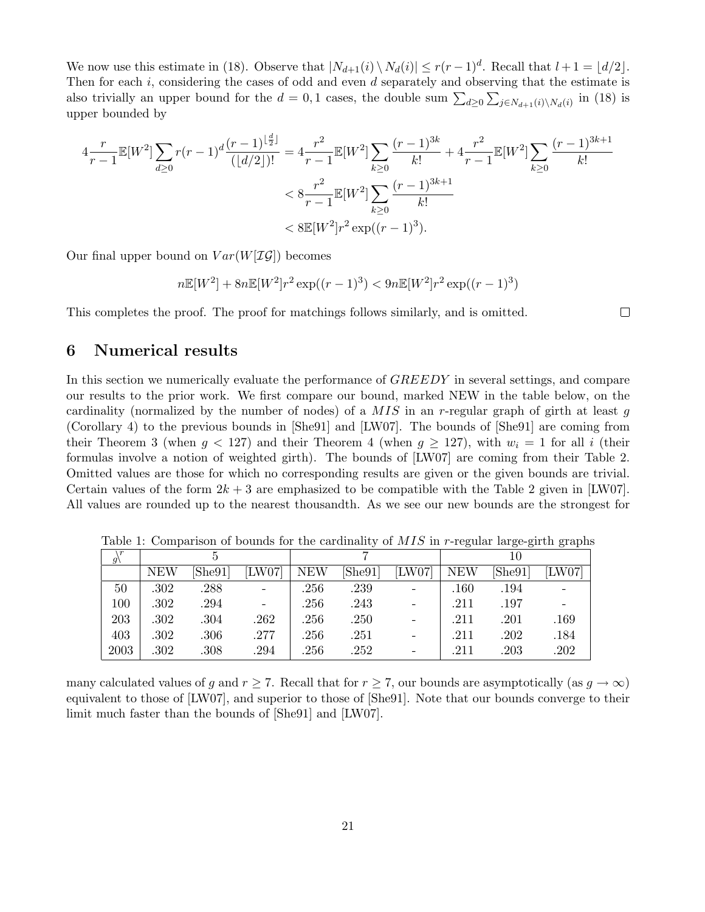We now use this estimate in (18). Observe that $|N_{d+1}(i) \setminus N_d(i)| \leq r(r-1)^d$. Recall that $l+1 = \lfloor d/2 \rfloor$. Then for each $i$, considering the cases of odd and even $d$ separately and observing that the estimate is also trivially an upper bound for the $d = 0, 1$ cases, the double sum $\sum_{d \geq 0} \sum_{j \in N_{d+1}(i) \setminus N_d(i)}$ in (18) is upper bounded by

$$
\begin{aligned}
4\frac{r}{r-1}\mathbb{E}[W^2]\sum_{d\geq 0} r(r-1)^d \frac{(r-1)^{\lfloor \frac{d}{2} \rfloor}}{(\lfloor d/2 \rfloor)!} &= 4\frac{r^2}{r-1}\mathbb{E}[W^2]\sum_{k\geq 0}\frac{(r-1)^{3k}}{k!} + 4\frac{r^2}{r-1}\mathbb{E}[W^2]\sum_{k\geq 0}\frac{(r-1)^{3k+1}}{k!} \\
&< 8\frac{r^2}{r-1}\mathbb{E}[W^2]\sum_{k\geq 0}\frac{(r-1)^{3k+1}}{k!} \\
&< 8\mathbb{E}[W^2]r^2\exp((r-1)^3).
\end{aligned}
$$

Our final upper bound on $Var(W[\mathcal{IG}])$ becomes

$$
n\mathbb{E}[W^2] + 8n\mathbb{E}[W^2]r^2\exp((r-1)^3) < 9n\mathbb{E}[W^2]r^2\exp((r-1)^3)
$$

This completes the proof. The proof for matchings follows similarly, and is omitted. □

## 6 Numerical results

In this section we numerically evaluate the performance of $GREEDY$ in several settings, and compare our results to the prior work. We first compare our bound, marked NEW in the table below, on the cardinality (normalized by the number of nodes) of a $MIS$ in an $r$-regular graph of girth at least $g$ (Corollary 4) to the previous bounds in [She91] and [LW07]. The bounds of [She91] are coming from their Theorem 3 (when $g < 127$) and their Theorem 4 (when $g \geq 127$), with $w_i = 1$ for all $i$ (their formulas involve a notion of weighted girth). The bounds of [LW07] are coming from their Table 2. Omitted values are those for which no corresponding results are given or the given bounds are trivial. Certain values of the form $2k+3$ are emphasized to be compatible with the Table 2 given in [LW07]. All values are rounded up to the nearest thousandth. As we see our new bounds are the strongest for many calculated values of $g$ and $r \geq 7$. Recall that for $r \geq 7$, our bounds are asymptotically (as $g \to \infty$) equivalent to those of [LW07], and superior to those of [She91]. Note that our bounds converge to their limit much faster than the bounds of [She91] and [LW07].

Table 1: Comparison of bounds for the cardinality of $MIS$ in $r$-regular large-girth graphs

| $g \backslash r$ | 5 | | | 7 | | | 10 | | |
|---|---|---|---|---|---|---|---|---|---|
| | NEW | [She91] | [LW07] | NEW | [She91] | [LW07] | NEW | [She91] | [LW07] |
| 50 | .302 | .288 | - | .256 | .239 | - | .160 | .194 | - |
| 100 | .302 | .294 | - | .256 | .243 | - | .211 | .197 | - |
| 203 | .302 | .304 | .262 | .256 | .250 | - | .211 | .201 | .169 |
| 403 | .302 | .306 | .277 | .256 | .251 | - | .211 | .202 | .184 |
| 2003 | .302 | .308 | .294 | .256 | .252 | - | .211 | .203 | .202 |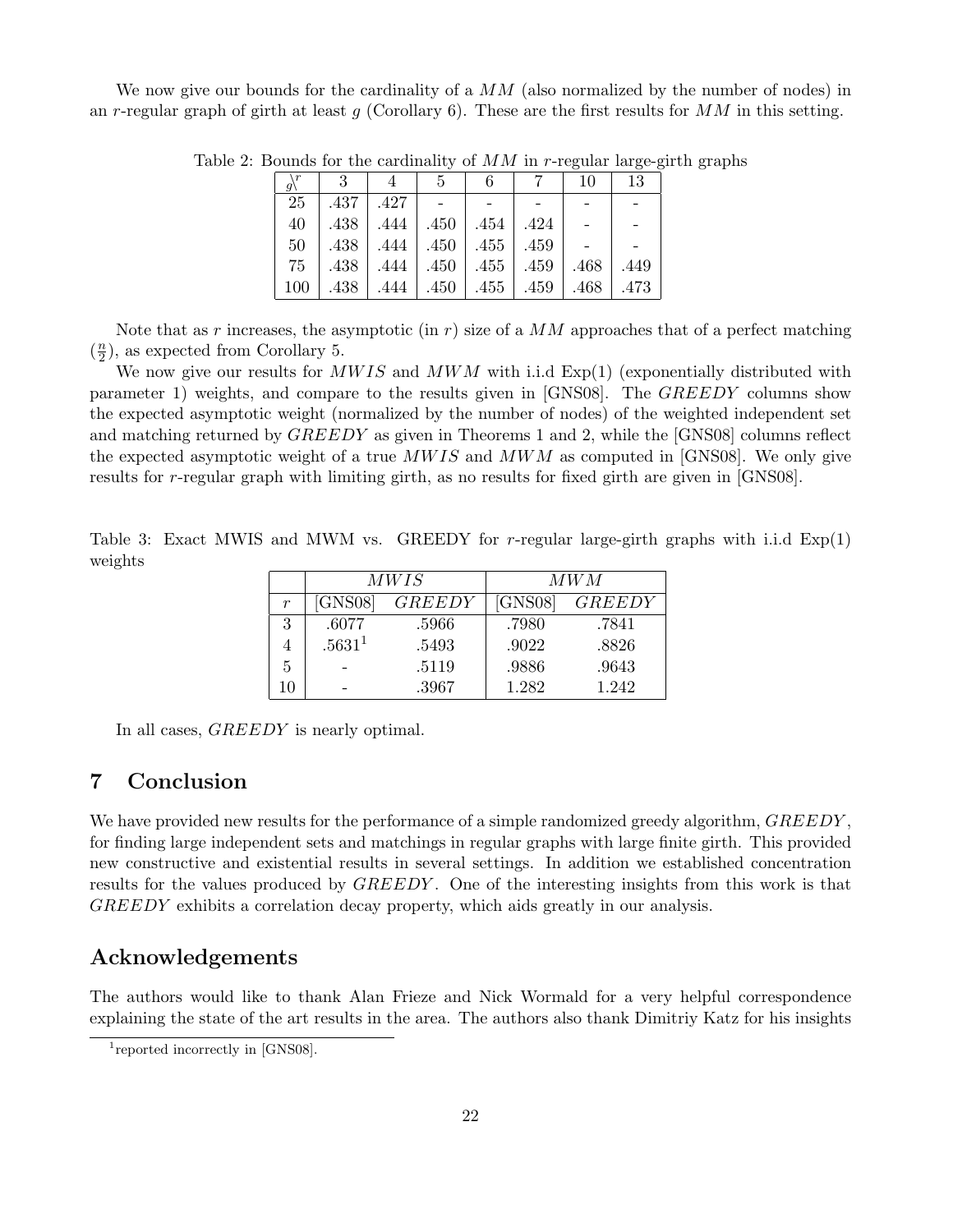We now give our bounds for the cardinality of a $MM$ (also normalized by the number of nodes) in an $r$-regular graph of girth at least $g$ (Corollary 6). These are the first results for $MM$ in this setting.

Table 2: Bounds for the cardinality of $MM$ in $r$-regular large-girth graphs

| $g \backslash r$ | 3 | 4 | 5 | 6 | 7 | 10 | 13 |
|---|---|---|---|---|---|---|---|
| 25 | .437 | .427 | - | - | - | - | - |
| 40 | .438 | .444 | .450 | .454 | .424 | - | - |
| 50 | .438 | .444 | .450 | .455 | .459 | - | - |
| 75 | .438 | .444 | .450 | .455 | .459 | .468 | .449 |
| 100 | .438 | .444 | .450 | .455 | .459 | .468 | .473 |

Note that as $r$ increases, the asymptotic (in $r$) size of a $MM$ approaches that of a perfect matching ($\frac{n}{2}$), as expected from Corollary 5.

We now give our results for $MWIS$ and $MWM$ with i.i.d Exp(1) (exponentially distributed with parameter 1) weights, and compare to the results given in [GNS08]. The $GREEDY$ columns show the expected asymptotic weight (normalized by the number of nodes) of the weighted independent set and matching returned by $GREEDY$ as given in Theorems 1 and 2, while the [GNS08] columns reflect the expected asymptotic weight of a true $MWIS$ and $MWM$ as computed in [GNS08]. We only give results for $r$-regular graph with limiting girth, as no results for fixed girth are given in [GNS08].

Table 3: Exact MWIS and MWM vs. GREEDY for $r$-regular large-girth graphs with i.i.d Exp(1) weights

| | $MWIS$ | | $MWM$ | |
|---|---|---|---|---|
| $r$ | [GNS08] | $GREEDY$ | [GNS08] | $GREEDY$ |
| 3 | .6077 | .5966 | .7980 | .7841 |
| 4 | .5631[1] | .5493 | .9022 | .8826 |
| 5 | - | .5119 | .9886 | .9643 |
| 10 | - | .3967 | 1.282 | 1.242 |

In all cases, $GREEDY$ is nearly optimal.

## 7 Conclusion

We have provided new results for the performance of a simple randomized greedy algorithm, $GREEDY$, for finding large independent sets and matchings in regular graphs with large finite girth. This provided new constructive and existential results in several settings. In addition we established concentration results for the values produced by $GREEDY$. One of the interesting insights from this work is that $GREEDY$ exhibits a correlation decay property, which aids greatly in our analysis.

## Acknowledgements

The authors would like to thank Alan Frieze and Nick Wormald for a very helpful correspondence explaining the state of the art results in the area. The authors also thank Dimitriy Katz for his insights

[1] reported incorrectly in [GNS08].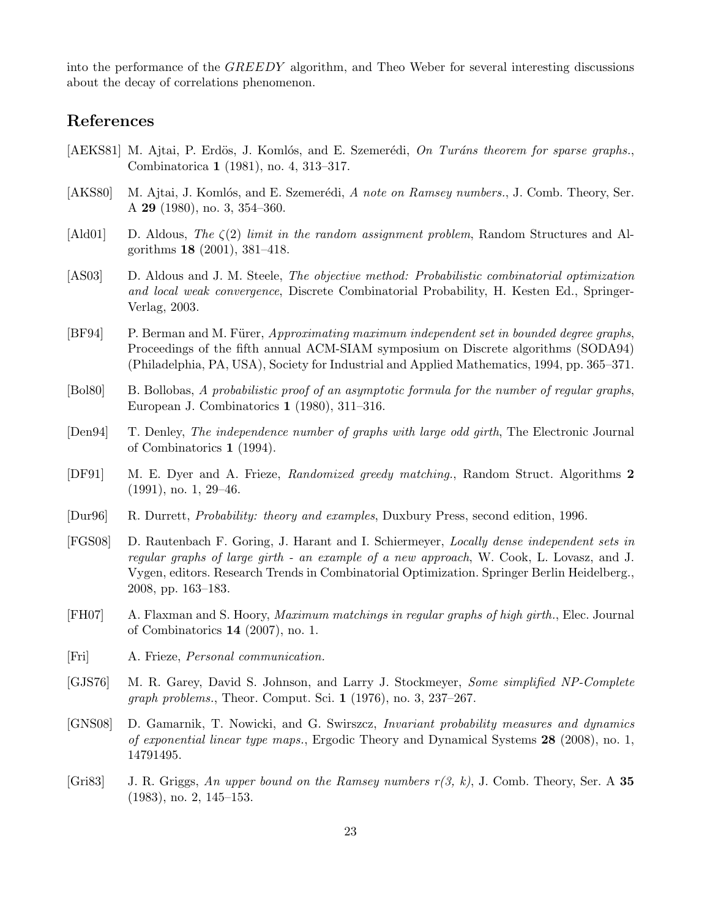into the performance of the *GREEDY* algorithm, and Theo Weber for several interesting discussions about the decay of correlations phenomenon.

## References

[AEKS81] M. Ajtai, P. Erdös, J. Komlós, and E. Szemerédi, *On Turáns theorem for sparse graphs.*, Combinatorica **1** (1981), no. 4, 313–317.

[AKS80] M. Ajtai, J. Komlós, and E. Szemerédi, *A note on Ramsey numbers.*, J. Comb. Theory, Ser. A **29** (1980), no. 3, 354–360.

[Ald01] D. Aldous, *The $\zeta(2)$ limit in the random assignment problem*, Random Structures and Algorithms **18** (2001), 381–418.

[AS03] D. Aldous and J. M. Steele, *The objective method: Probabilistic combinatorial optimization and local weak convergence*, Discrete Combinatorial Probability, H. Kesten Ed., Springer-Verlag, 2003.

[BF94] P. Berman and M. Fürer, *Approximating maximum independent set in bounded degree graphs*, Proceedings of the fifth annual ACM-SIAM symposium on Discrete algorithms (SODA94) (Philadelphia, PA, USA), Society for Industrial and Applied Mathematics, 1994, pp. 365–371.

[Bol80] B. Bollobas, *A probabilistic proof of an asymptotic formula for the number of regular graphs*, European J. Combinatorics **1** (1980), 311–316.

[Den94] T. Denley, *The independence number of graphs with large odd girth*, The Electronic Journal of Combinatorics **1** (1994).

[DF91] M. E. Dyer and A. Frieze, *Randomized greedy matching.*, Random Struct. Algorithms **2** (1991), no. 1, 29–46.

[Dur96] R. Durrett, *Probability: theory and examples*, Duxbury Press, second edition, 1996.

[FGS08] D. Rautenbach F. Goring, J. Harant and I. Schiermeyer, *Locally dense independent sets in regular graphs of large girth - an example of a new approach*, W. Cook, L. Lovasz, and J. Vygen, editors. Research Trends in Combinatorial Optimization. Springer Berlin Heidelberg., 2008, pp. 163–183.

[FH07] A. Flaxman and S. Hoory, *Maximum matchings in regular graphs of high girth.*, Elec. Journal of Combinatorics **14** (2007), no. 1.

[Fri] A. Frieze, *Personal communication.*

[GJS76] M. R. Garey, David S. Johnson, and Larry J. Stockmeyer, *Some simplified NP-Complete graph problems.*, Theor. Comput. Sci. **1** (1976), no. 3, 237–267.

[GNS08] D. Gamarnik, T. Nowicki, and G. Swirszcz, *Invariant probability measures and dynamics of exponential linear type maps.*, Ergodic Theory and Dynamical Systems **28** (2008), no. 1, 14791495.

[Gri83] J. R. Griggs, *An upper bound on the Ramsey numbers r(3, k)*, J. Comb. Theory, Ser. A **35** (1983), no. 2, 145–153.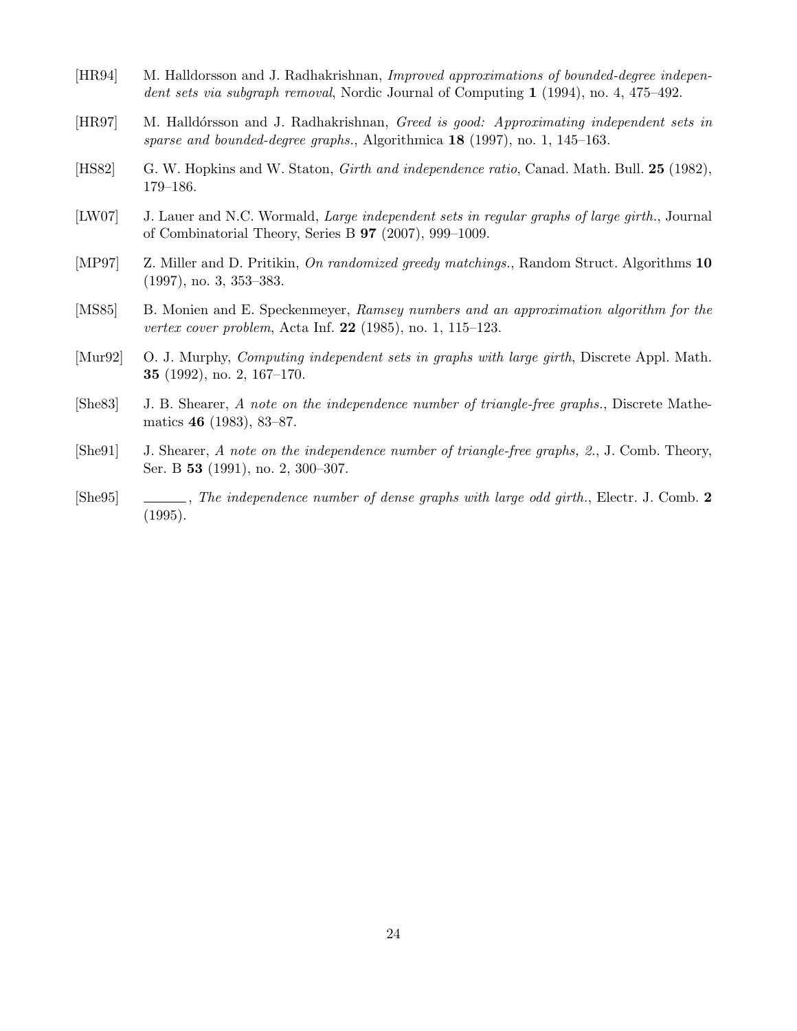[HR94] M. Halldorsson and J. Radhakrishnan, *Improved approximations of bounded-degree independent sets via subgraph removal*, Nordic Journal of Computing **1** (1994), no. 4, 475–492.

[HR97] M. Halldórsson and J. Radhakrishnan, *Greed is good: Approximating independent sets in sparse and bounded-degree graphs.*, Algorithmica **18** (1997), no. 1, 145–163.

[HS82] G. W. Hopkins and W. Staton, *Girth and independence ratio*, Canad. Math. Bull. **25** (1982), 179–186.

[LW07] J. Lauer and N.C. Wormald, *Large independent sets in regular graphs of large girth.*, Journal of Combinatorial Theory, Series B **97** (2007), 999–1009.

[MP97] Z. Miller and D. Pritikin, *On randomized greedy matchings.*, Random Struct. Algorithms **10** (1997), no. 3, 353–383.

[MS85] B. Monien and E. Speckenmeyer, *Ramsey numbers and an approximation algorithm for the vertex cover problem*, Acta Inf. **22** (1985), no. 1, 115–123.

[Mur92] O. J. Murphy, *Computing independent sets in graphs with large girth*, Discrete Appl. Math. **35** (1992), no. 2, 167–170.

[She83] J. B. Shearer, *A note on the independence number of triangle-free graphs.*, Discrete Mathematics **46** (1983), 83–87.

[She91] J. Shearer, *A note on the independence number of triangle-free graphs, 2.*, J. Comb. Theory, Ser. B **53** (1991), no. 2, 300–307.

[She95] ______, *The independence number of dense graphs with large odd girth.*, Electr. J. Comb. **2** (1995).